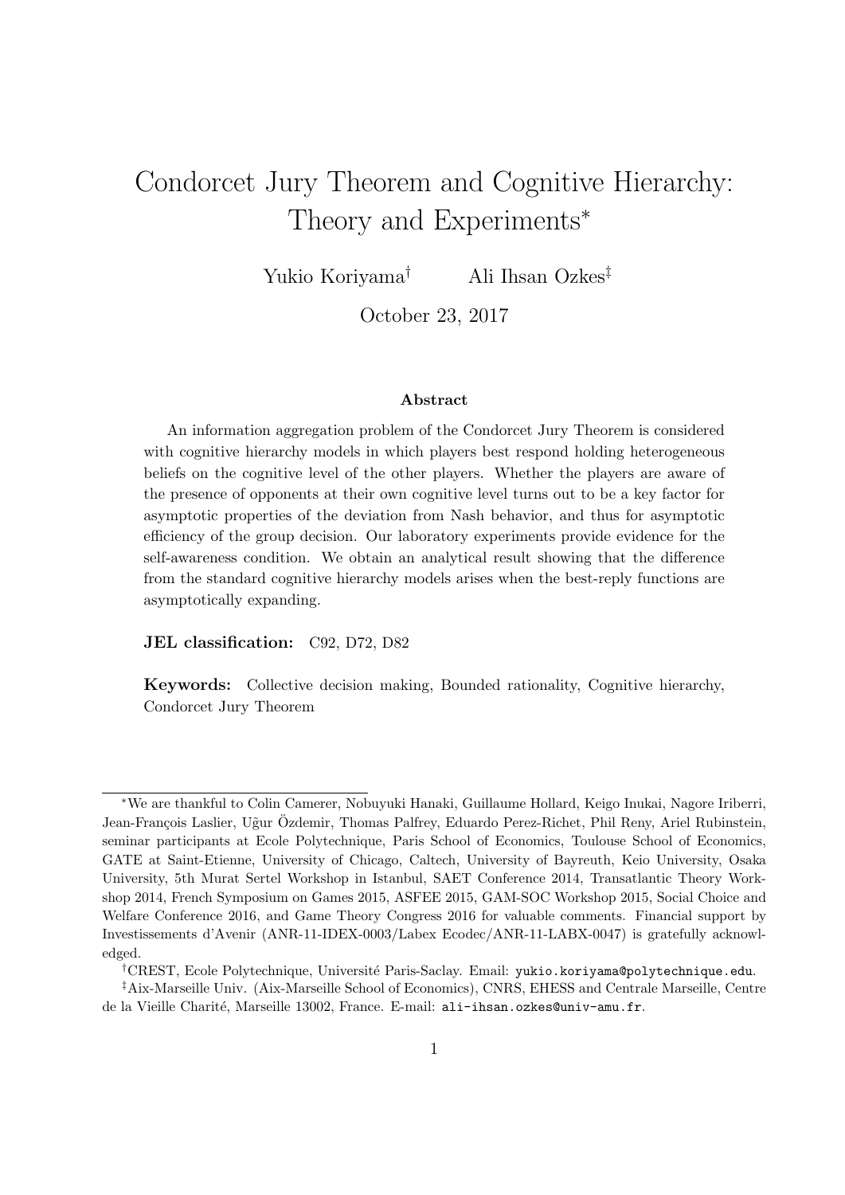# Condorcet Jury Theorem and Cognitive Hierarchy: Theory and Experiments*

Yukio Koriyama[†] Ali Ihsan Ozkes[‡]

October 23, 2017

### Abstract

An information aggregation problem of the Condorcet Jury Theorem is considered with cognitive hierarchy models in which players best respond holding heterogeneous beliefs on the cognitive level of the other players. Whether the players are aware of the presence of opponents at their own cognitive level turns out to be a key factor for asymptotic properties of the deviation from Nash behavior, and thus for asymptotic efficiency of the group decision. Our laboratory experiments provide evidence for the self-awareness condition. We obtain an analytical result showing that the difference from the standard cognitive hierarchy models arises when the best-reply functions are asymptotically expanding.

**JEL classification:** C92, D72, D82

**Keywords:** Collective decision making, Bounded rationality, Cognitive hierarchy, Condorcet Jury Theorem

---

*We are thankful to Colin Camerer, Nobuyuki Hanaki, Guillaume Hollard, Keigo Inukai, Nagore Iriberri, Jean-François Laslier, Uğur Özdemir, Thomas Palfrey, Eduardo Perez-Richet, Phil Reny, Ariel Rubinstein, seminar participants at Ecole Polytechnique, Paris School of Economics, Toulouse School of Economics, GATE at Saint-Etienne, University of Chicago, Caltech, University of Bayreuth, Keio University, Osaka University, 5th Murat Sertel Workshop in Istanbul, SAET Conference 2014, Transatlantic Theory Workshop 2014, French Symposium on Games 2015, ASFEE 2015, GAM-SOC Workshop 2015, Social Choice and Welfare Conference 2016, and Game Theory Congress 2016 for valuable comments. Financial support by Investissements d'Avenir (ANR-11-IDEX-0003/Labex Ecodec/ANR-11-LABX-0047) is gratefully acknowledged.

[†]CREST, Ecole Polytechnique, Université Paris-Saclay. Email: yukio.koriyama@polytechnique.edu.

[‡]Aix-Marseille Univ. (Aix-Marseille School of Economics), CNRS, EHESS and Centrale Marseille, Centre de la Vieille Charité, Marseille 13002, France. E-mail: ali-ihsan.ozkes@univ-amu.fr.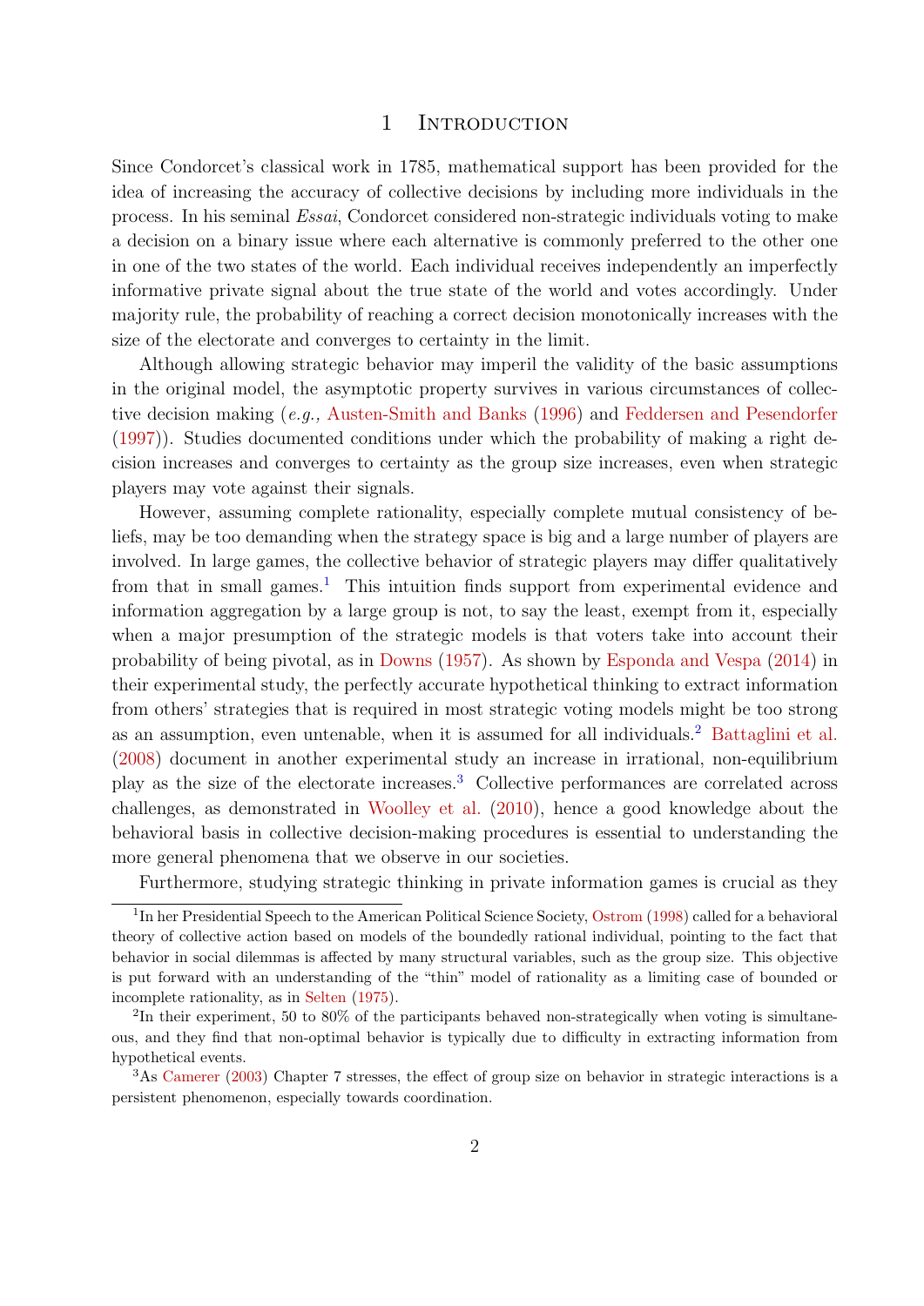# 1 Introduction

Since Condorcet's classical work in 1785, mathematical support has been provided for the idea of increasing the accuracy of collective decisions by including more individuals in the process. In his seminal *Essai*, Condorcet considered non-strategic individuals voting to make a decision on a binary issue where each alternative is commonly preferred to the other one in one of the two states of the world. Each individual receives independently an imperfectly informative private signal about the true state of the world and votes accordingly. Under majority rule, the probability of reaching a correct decision monotonically increases with the size of the electorate and converges to certainty in the limit.

Although allowing strategic behavior may imperil the validity of the basic assumptions in the original model, the asymptotic property survives in various circumstances of collective decision making (*e.g.,* Austen-Smith and Banks (1996) and Feddersen and Pesendorfer (1997)). Studies documented conditions under which the probability of making a right decision increases and converges to certainty as the group size increases, even when strategic players may vote against their signals.

However, assuming complete rationality, especially complete mutual consistency of beliefs, may be too demanding when the strategy space is big and a large number of players are involved. In large games, the collective behavior of strategic players may differ qualitatively from that in small games.[1] This intuition finds support from experimental evidence and information aggregation by a large group is not, to say the least, exempt from it, especially when a major presumption of the strategic models is that voters take into account their probability of being pivotal, as in Downs (1957). As shown by Esponda and Vespa (2014) in their experimental study, the perfectly accurate hypothetical thinking to extract information from others' strategies that is required in most strategic voting models might be too strong as an assumption, even untenable, when it is assumed for all individuals.[2] Battaglini et al. (2008) document in another experimental study an increase in irrational, non-equilibrium play as the size of the electorate increases.[3] Collective performances are correlated across challenges, as demonstrated in Woolley et al. (2010), hence a good knowledge about the behavioral basis in collective decision-making procedures is essential to understanding the more general phenomena that we observe in our societies.

Furthermore, studying strategic thinking in private information games is crucial as they

[1] In her Presidential Speech to the American Political Science Society, Ostrom (1998) called for a behavioral theory of collective action based on models of the boundedly rational individual, pointing to the fact that behavior in social dilemmas is affected by many structural variables, such as the group size. This objective is put forward with an understanding of the "thin" model of rationality as a limiting case of bounded or incomplete rationality, as in Selten (1975).

[2] In their experiment, 50 to 80% of the participants behaved non-strategically when voting is simultaneous, and they find that non-optimal behavior is typically due to difficulty in extracting information from hypothetical events.

[3] As Camerer (2003) Chapter 7 stresses, the effect of group size on behavior in strategic interactions is a persistent phenomenon, especially towards coordination.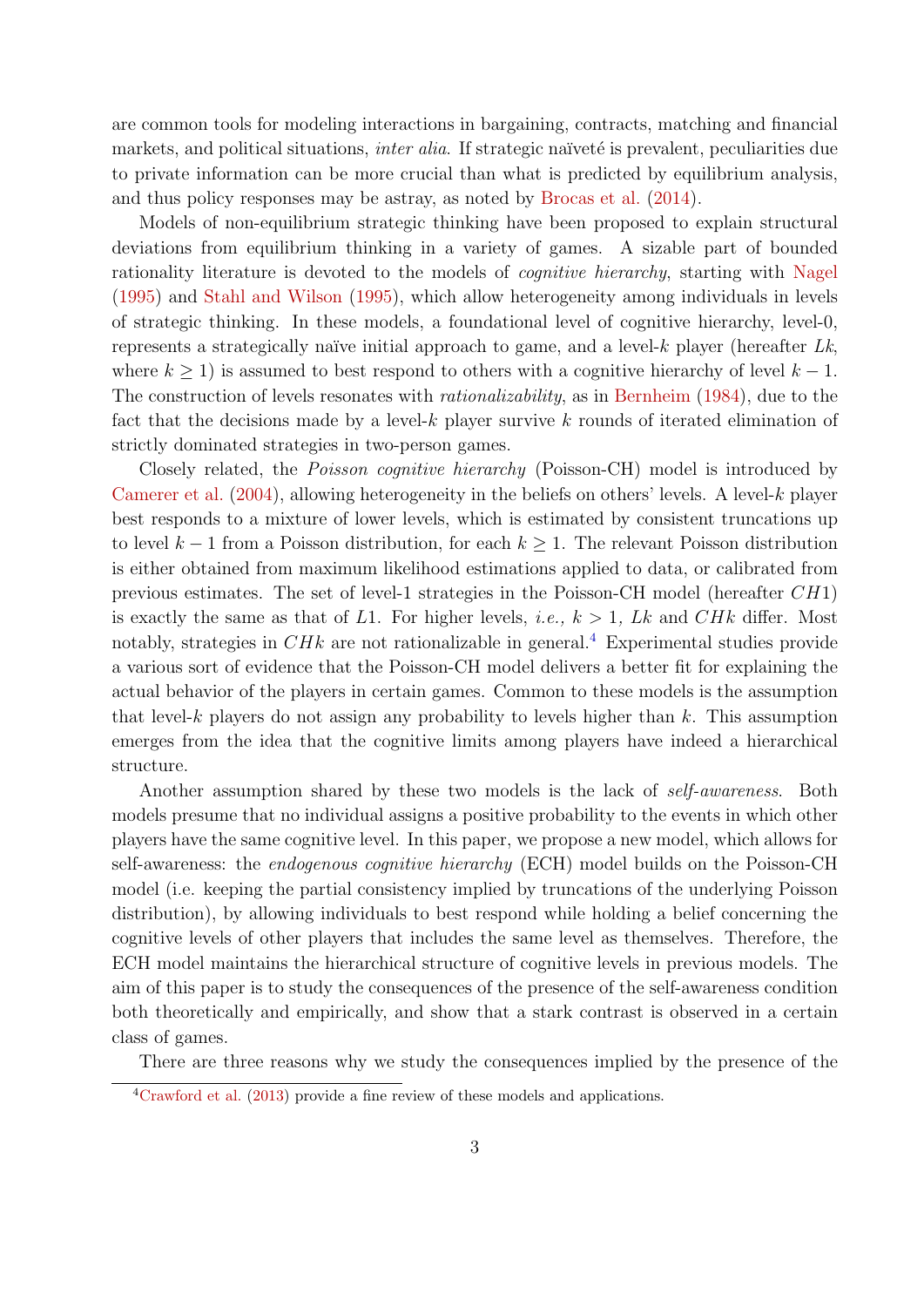are common tools for modeling interactions in bargaining, contracts, matching and financial markets, and political situations, *inter alia*. If strategic naïveté is prevalent, peculiarities due to private information can be more crucial than what is predicted by equilibrium analysis, and thus policy responses may be astray, as noted by Brocas et al. (2014).

Models of non-equilibrium strategic thinking have been proposed to explain structural deviations from equilibrium thinking in a variety of games. A sizable part of bounded rationality literature is devoted to the models of *cognitive hierarchy*, starting with Nagel (1995) and Stahl and Wilson (1995), which allow heterogeneity among individuals in levels of strategic thinking. In these models, a foundational level of cognitive hierarchy, level-0, represents a strategically naïve initial approach to game, and a level-$k$ player (hereafter $Lk$, where $k \geq 1$) is assumed to best respond to others with a cognitive hierarchy of level $k-1$. The construction of levels resonates with *rationalizability*, as in Bernheim (1984), due to the fact that the decisions made by a level-$k$ player survive $k$ rounds of iterated elimination of strictly dominated strategies in two-person games.

Closely related, the *Poisson cognitive hierarchy* (Poisson-CH) model is introduced by Camerer et al. (2004), allowing heterogeneity in the beliefs on others' levels. A level-$k$ player best responds to a mixture of lower levels, which is estimated by consistent truncations up to level $k-1$ from a Poisson distribution, for each $k \geq 1$. The relevant Poisson distribution is either obtained from maximum likelihood estimations applied to data, or calibrated from previous estimates. The set of level-1 strategies in the Poisson-CH model (hereafter $CH1$) is exactly the same as that of $L1$. For higher levels, *i.e.,* $k > 1$, $Lk$ and $CHk$ differ. Most notably, strategies in $CHk$ are not rationalizable in general.[4] Experimental studies provide a various sort of evidence that the Poisson-CH model delivers a better fit for explaining the actual behavior of the players in certain games. Common to these models is the assumption that level-$k$ players do not assign any probability to levels higher than $k$. This assumption emerges from the idea that the cognitive limits among players have indeed a hierarchical structure.

Another assumption shared by these two models is the lack of *self-awareness*. Both models presume that no individual assigns a positive probability to the events in which other players have the same cognitive level. In this paper, we propose a new model, which allows for self-awareness: the *endogenous cognitive hierarchy* (ECH) model builds on the Poisson-CH model (i.e. keeping the partial consistency implied by truncations of the underlying Poisson distribution), by allowing individuals to best respond while holding a belief concerning the cognitive levels of other players that includes the same level as themselves. Therefore, the ECH model maintains the hierarchical structure of cognitive levels in previous models. The aim of this paper is to study the consequences of the presence of the self-awareness condition both theoretically and empirically, and show that a stark contrast is observed in a certain class of games.

There are three reasons why we study the consequences implied by the presence of the

[4] Crawford et al. (2013) provide a fine review of these models and applications.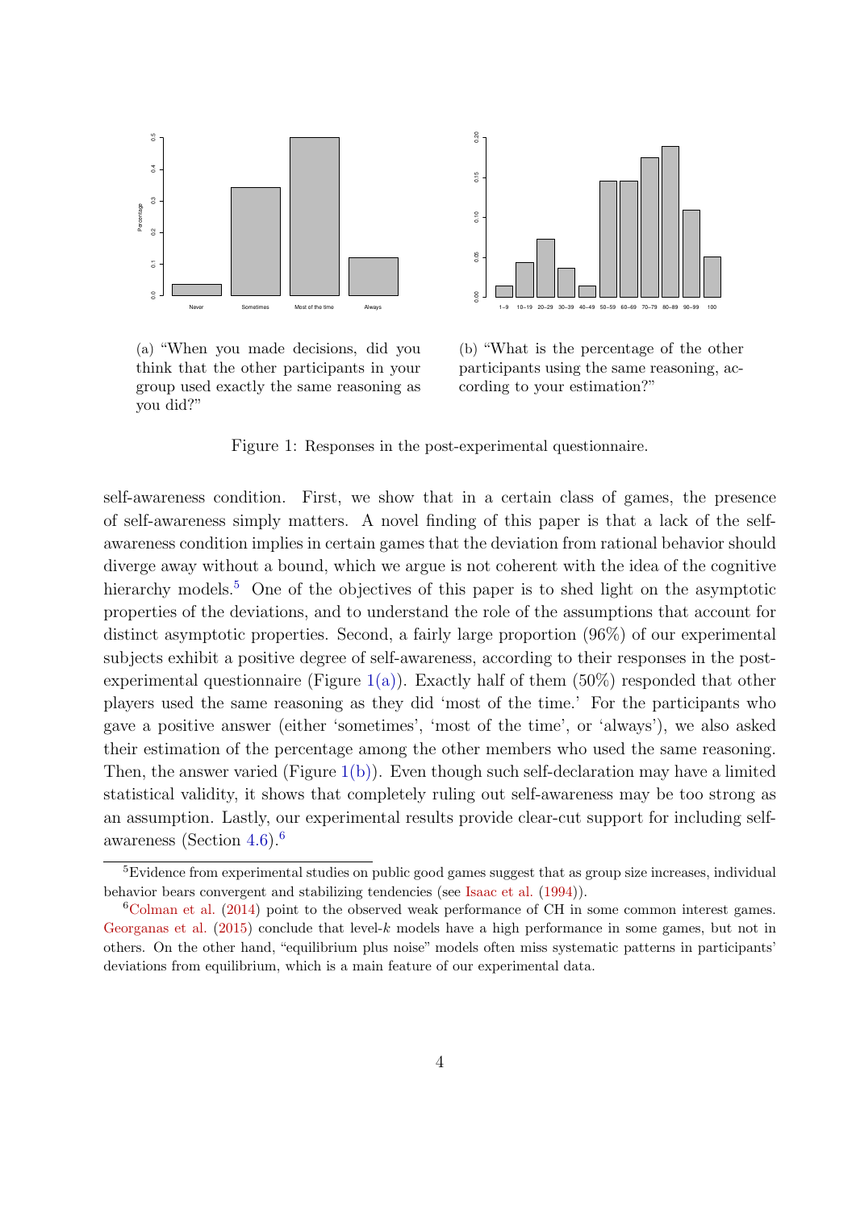(a) "When you made decisions, did you think that the other participants in your group used exactly the same reasoning as you did?"

(b) "What is the percentage of the other participants using the same reasoning, according to your estimation?"

Figure 1: Responses in the post-experimental questionnaire.

self-awareness condition. First, we show that in a certain class of games, the presence of self-awareness simply matters. A novel finding of this paper is that a lack of the self-awareness condition implies in certain games that the deviation from rational behavior should diverge away without a bound, which we argue is not coherent with the idea of the cognitive hierarchy models.[5] One of the objectives of this paper is to shed light on the asymptotic properties of the deviations, and to understand the role of the assumptions that account for distinct asymptotic properties. Second, a fairly large proportion (96%) of our experimental subjects exhibit a positive degree of self-awareness, according to their responses in the post-experimental questionnaire (Figure 1(a)). Exactly half of them (50%) responded that other players used the same reasoning as they did 'most of the time.' For the participants who gave a positive answer (either 'sometimes', 'most of the time', or 'always'), we also asked their estimation of the percentage among the other members who used the same reasoning. Then, the answer varied (Figure 1(b)). Even though such self-declaration may have a limited statistical validity, it shows that completely ruling out self-awareness may be too strong as an assumption. Lastly, our experimental results provide clear-cut support for including self-awareness (Section 4.6).[6]

[5] Evidence from experimental studies on public good games suggest that as group size increases, individual behavior bears convergent and stabilizing tendencies (see Isaac et al. (1994)).

[6] Colman et al. (2014) point to the observed weak performance of CH in some common interest games. Georganas et al. (2015) conclude that level-$k$ models have a high performance in some games, but not in others. On the other hand, "equilibrium plus noise" models often miss systematic patterns in participants' deviations from equilibrium, which is a main feature of our experimental data.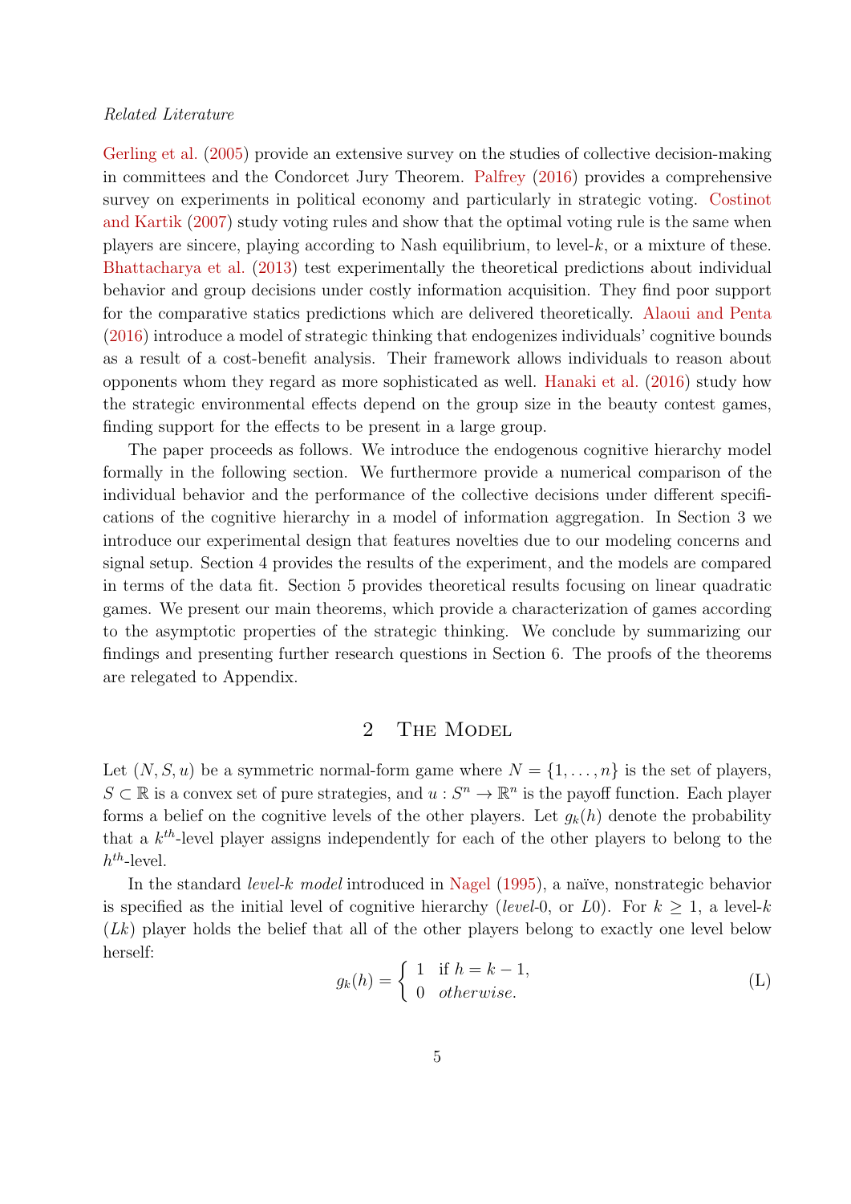*Related Literature*

Gerling et al. (2005) provide an extensive survey on the studies of collective decision-making in committees and the Condorcet Jury Theorem. Palfrey (2016) provides a comprehensive survey on experiments in political economy and particularly in strategic voting. Costinot and Kartik (2007) study voting rules and show that the optimal voting rule is the same when players are sincere, playing according to Nash equilibrium, to level-$k$, or a mixture of these. Bhattacharya et al. (2013) test experimentally the theoretical predictions about individual behavior and group decisions under costly information acquisition. They find poor support for the comparative statics predictions which are delivered theoretically. Alaoui and Penta (2016) introduce a model of strategic thinking that endogenizes individuals' cognitive bounds as a result of a cost-benefit analysis. Their framework allows individuals to reason about opponents whom they regard as more sophisticated as well. Hanaki et al. (2016) study how the strategic environmental effects depend on the group size in the beauty contest games, finding support for the effects to be present in a large group.

The paper proceeds as follows. We introduce the endogenous cognitive hierarchy model formally in the following section. We furthermore provide a numerical comparison of the individual behavior and the performance of the collective decisions under different specifications of the cognitive hierarchy in a model of information aggregation. In Section 3 we introduce our experimental design that features novelties due to our modeling concerns and signal setup. Section 4 provides the results of the experiment, and the models are compared in terms of the data fit. Section 5 provides theoretical results focusing on linear quadratic games. We present our main theorems, which provide a characterization of games according to the asymptotic properties of the strategic thinking. We conclude by summarizing our findings and presenting further research questions in Section 6. The proofs of the theorems are relegated to Appendix.

## 2 The Model

Let $(N, S, u)$ be a symmetric normal-form game where $N = \{1, \ldots, n\}$ is the set of players, $S \subset \mathbb{R}$ is a convex set of pure strategies, and $u : S^n \to \mathbb{R}^n$ is the payoff function. Each player forms a belief on the cognitive levels of the other players. Let $g_k(h)$ denote the probability that a $k^{th}$-level player assigns independently for each of the other players to belong to the $h^{th}$-level.

In the standard *level-$k$ model* introduced in Nagel (1995), a naïve, nonstrategic behavior is specified as the initial level of cognitive hierarchy (*level*-0, or *L*0). For $k \geq 1$, a level-$k$ ($Lk$) player holds the belief that all of the other players belong to exactly one level below herself:

$$g_k(h) = \begin{cases} 1 & \text{if } h = k-1, \\ 0 & \textit{otherwise.} \end{cases} \tag{L}$$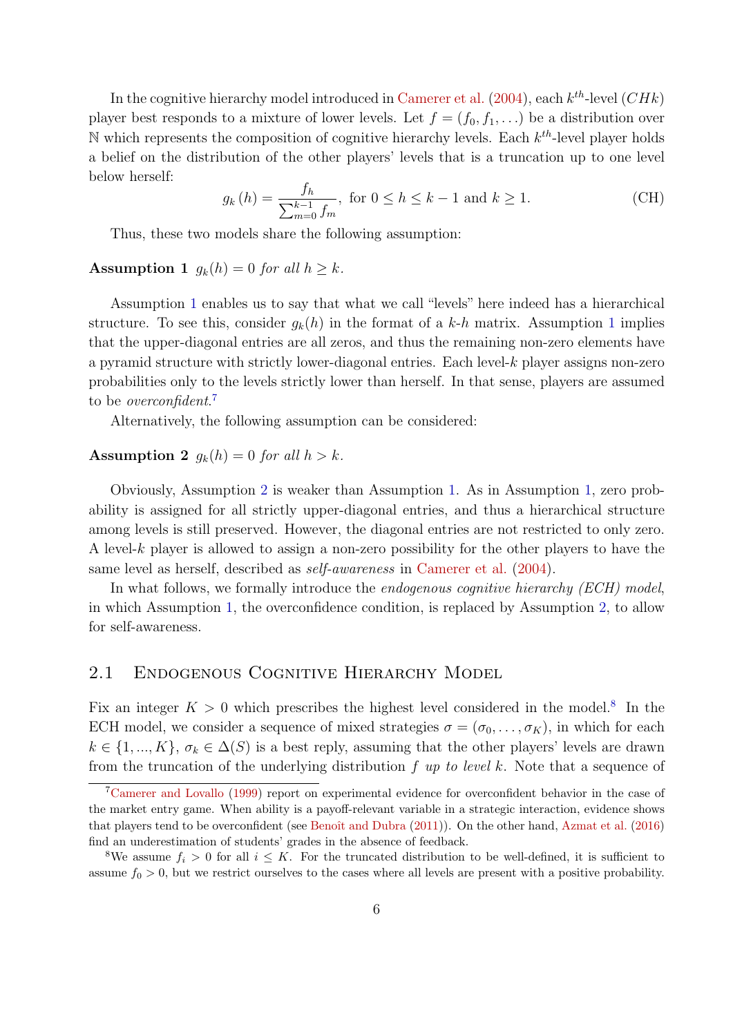In the cognitive hierarchy model introduced in Camerer et al. (2004), each $k^{th}$-level ($CHk$) player best responds to a mixture of lower levels. Let $f = (f_0, f_1, \ldots)$ be a distribution over $\mathbb{N}$ which represents the composition of cognitive hierarchy levels. Each $k^{th}$-level player holds a belief on the distribution of the other players' levels that is a truncation up to one level below herself:

$$g_k(h) = \frac{f_h}{\sum_{m=0}^{k-1} f_m}, \text{ for } 0 \leq h \leq k-1 \text{ and } k \geq 1. \tag{CH}$$

Thus, these two models share the following assumption:

**Assumption 1** *$g_k(h) = 0$ for all $h \geq k$.*

Assumption 1 enables us to say that what we call "levels" here indeed has a hierarchical structure. To see this, consider $g_k(h)$ in the format of a $k$-$h$ matrix. Assumption 1 implies that the upper-diagonal entries are all zeros, and thus the remaining non-zero elements have a pyramid structure with strictly lower-diagonal entries. Each level-$k$ player assigns non-zero probabilities only to the levels strictly lower than herself. In that sense, players are assumed to be *overconfident*.[7]

Alternatively, the following assumption can be considered:

**Assumption 2** *$g_k(h) = 0$ for all $h > k$.*

Obviously, Assumption 2 is weaker than Assumption 1. As in Assumption 1, zero probability is assigned for all strictly upper-diagonal entries, and thus a hierarchical structure among levels is still preserved. However, the diagonal entries are not restricted to only zero. A level-$k$ player is allowed to assign a non-zero possibility for the other players to have the same level as herself, described as *self-awareness* in Camerer et al. (2004).

In what follows, we formally introduce the *endogenous cognitive hierarchy (ECH) model*, in which Assumption 1, the overconfidence condition, is replaced by Assumption 2, to allow for self-awareness.

## 2.1 Endogenous Cognitive Hierarchy Model

Fix an integer $K > 0$ which prescribes the highest level considered in the model.[8] In the ECH model, we consider a sequence of mixed strategies $\sigma = (\sigma_0, \ldots, \sigma_K)$, in which for each $k \in \{1, ..., K\}$, $\sigma_k \in \Delta(S)$ is a best reply, assuming that the other players' levels are drawn from the truncation of the underlying distribution $f$ *up to level* $k$. Note that a sequence of

[7] Camerer and Lovallo (1999) report on experimental evidence for overconfident behavior in the case of the market entry game. When ability is a payoff-relevant variable in a strategic interaction, evidence shows that players tend to be overconfident (see Benoît and Dubra (2011)). On the other hand, Azmat et al. (2016) find an underestimation of students' grades in the absence of feedback.

[8] We assume $f_i > 0$ for all $i \leq K$. For the truncated distribution to be well-defined, it is sufficient to assume $f_0 > 0$, but we restrict ourselves to the cases where all levels are present with a positive probability.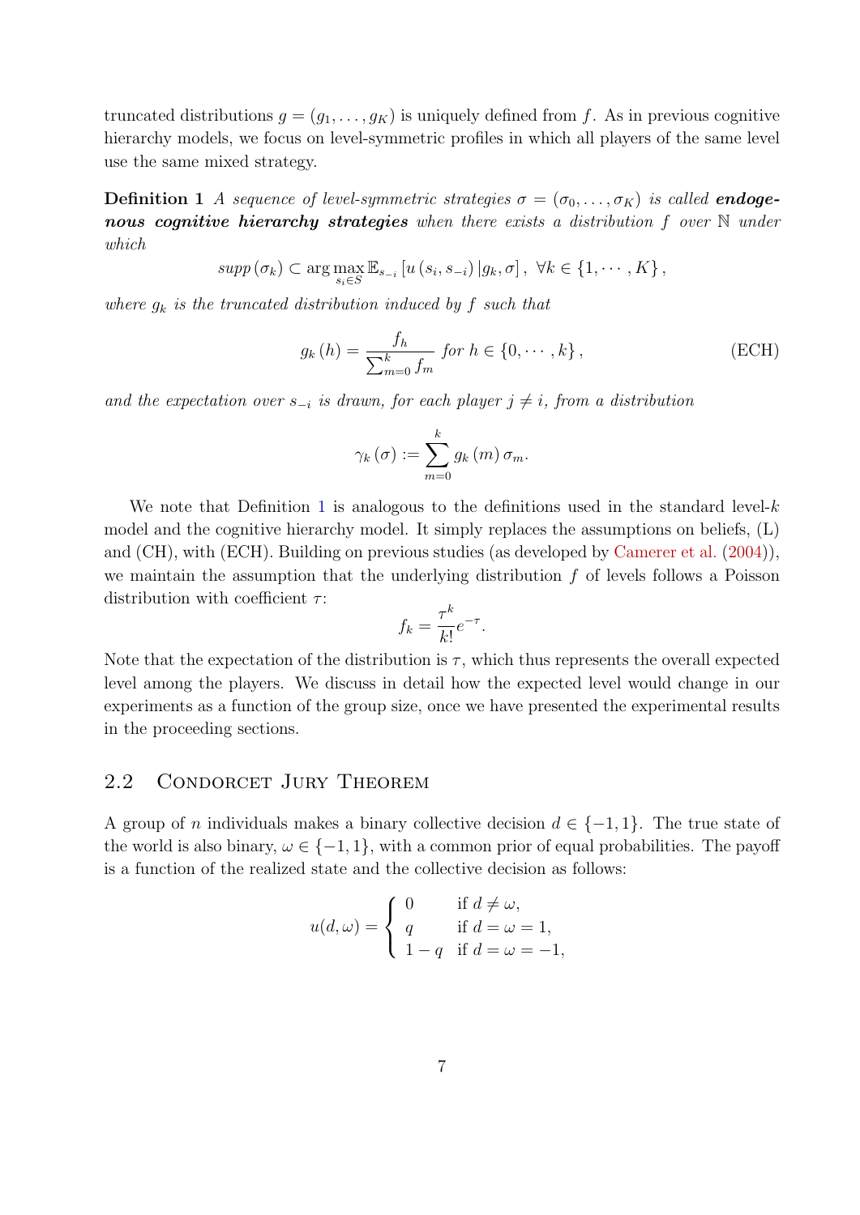truncated distributions $g = (g_1, \dots, g_K)$ is uniquely defined from $f$. As in previous cognitive hierarchy models, we focus on level-symmetric profiles in which all players of the same level use the same mixed strategy.

**Definition 1** *A sequence of level-symmetric strategies $\sigma = (\sigma_0, \dots, \sigma_K)$ is called **endogenous cognitive hierarchy strategies** when there exists a distribution $f$ over $\mathbb{N}$ under which*

$$supp\left(\sigma_k\right) \subset \arg\max_{s_i \in S} \mathbb{E}_{s_{-i}}\left[u\left(s_i, s_{-i}\right) | g_k, \sigma\right], \ \forall k \in \{1, \cdots, K\},$$

*where $g_k$ is the truncated distribution induced by $f$ such that*

$$g_k\left(h\right) = \frac{f_h}{\sum_{m=0}^{k} f_m} \text{ for } h \in \{0, \cdots, k\}, \tag{ECH}$$

*and the expectation over $s_{-i}$ is drawn, for each player $j \neq i$, from a distribution*

$$\gamma_k\left(\sigma\right) := \sum_{m=0}^{k} g_k\left(m\right) \sigma_m.$$

We note that Definition 1 is analogous to the definitions used in the standard level-$k$ model and the cognitive hierarchy model. It simply replaces the assumptions on beliefs, (L) and (CH), with (ECH). Building on previous studies (as developed by Camerer et al. (2004)), we maintain the assumption that the underlying distribution $f$ of levels follows a Poisson distribution with coefficient $\tau$:

$$f_k = \frac{\tau^k}{k!} e^{-\tau}.$$

Note that the expectation of the distribution is $\tau$, which thus represents the overall expected level among the players. We discuss in detail how the expected level would change in our experiments as a function of the group size, once we have presented the experimental results in the proceeding sections.

## 2.2 Condorcet Jury Theorem

A group of $n$ individuals makes a binary collective decision $d \in \{-1, 1\}$. The true state of the world is also binary, $\omega \in \{-1, 1\}$, with a common prior of equal probabilities. The payoff is a function of the realized state and the collective decision as follows:

$$u(d, \omega) = \begin{cases} 0 & \text{if } d \neq \omega, \\ q & \text{if } d = \omega = 1, \\ 1 - q & \text{if } d = \omega = -1, \end{cases}$$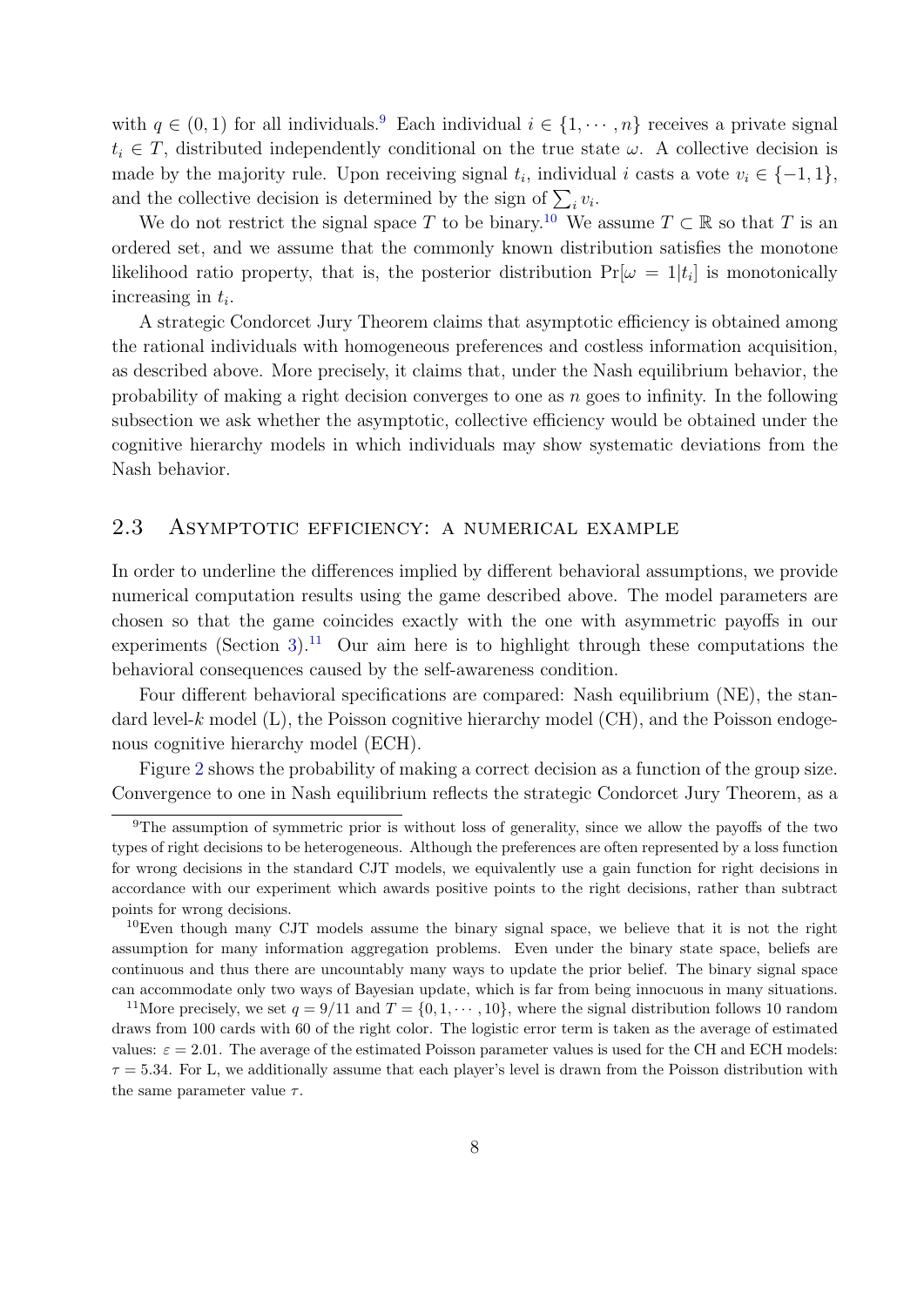with $q \in (0,1)$ for all individuals.[9] Each individual $i \in \{1, \cdots, n\}$ receives a private signal $t_i \in T$, distributed independently conditional on the true state $\omega$. A collective decision is made by the majority rule. Upon receiving signal $t_i$, individual $i$ casts a vote $v_i \in \{-1, 1\}$, and the collective decision is determined by the sign of $\sum_i v_i$.

We do not restrict the signal space $T$ to be binary.[10] We assume $T \subset \mathbb{R}$ so that $T$ is an ordered set, and we assume that the commonly known distribution satisfies the monotone likelihood ratio property, that is, the posterior distribution $\Pr[\omega = 1|t_i]$ is monotonically increasing in $t_i$.

A strategic Condorcet Jury Theorem claims that asymptotic efficiency is obtained among the rational individuals with homogeneous preferences and costless information acquisition, as described above. More precisely, it claims that, under the Nash equilibrium behavior, the probability of making a right decision converges to one as $n$ goes to infinity. In the following subsection we ask whether the asymptotic, collective efficiency would be obtained under the cognitive hierarchy models in which individuals may show systematic deviations from the Nash behavior.

## 2.3 Asymptotic efficiency: a numerical example

In order to underline the differences implied by different behavioral assumptions, we provide numerical computation results using the game described above. The model parameters are chosen so that the game coincides exactly with the one with asymmetric payoffs in our experiments (Section 3).[11] Our aim here is to highlight through these computations the behavioral consequences caused by the self-awareness condition.

Four different behavioral specifications are compared: Nash equilibrium (NE), the standard level-$k$ model (L), the Poisson cognitive hierarchy model (CH), and the Poisson endogenous cognitive hierarchy model (ECH).

Figure 2 shows the probability of making a correct decision as a function of the group size. Convergence to one in Nash equilibrium reflects the strategic Condorcet Jury Theorem, as a

---

[9] The assumption of symmetric prior is without loss of generality, since we allow the payoffs of the two types of right decisions to be heterogeneous. Although the preferences are often represented by a loss function for wrong decisions in the standard CJT models, we equivalently use a gain function for right decisions in accordance with our experiment which awards positive points to the right decisions, rather than subtract points for wrong decisions.

[10] Even though many CJT models assume the binary signal space, we believe that it is not the right assumption for many information aggregation problems. Even under the binary state space, beliefs are continuous and thus there are uncountably many ways to update the prior belief. The binary signal space can accommodate only two ways of Bayesian update, which is far from being innocuous in many situations.

[11] More precisely, we set $q = 9/11$ and $T = \{0, 1, \cdots, 10\}$, where the signal distribution follows 10 random draws from 100 cards with 60 of the right color. The logistic error term is taken as the average of estimated values: $\varepsilon = 2.01$. The average of the estimated Poisson parameter values is used for the CH and ECH models: $\tau = 5.34$. For L, we additionally assume that each player's level is drawn from the Poisson distribution with the same parameter value $\tau$.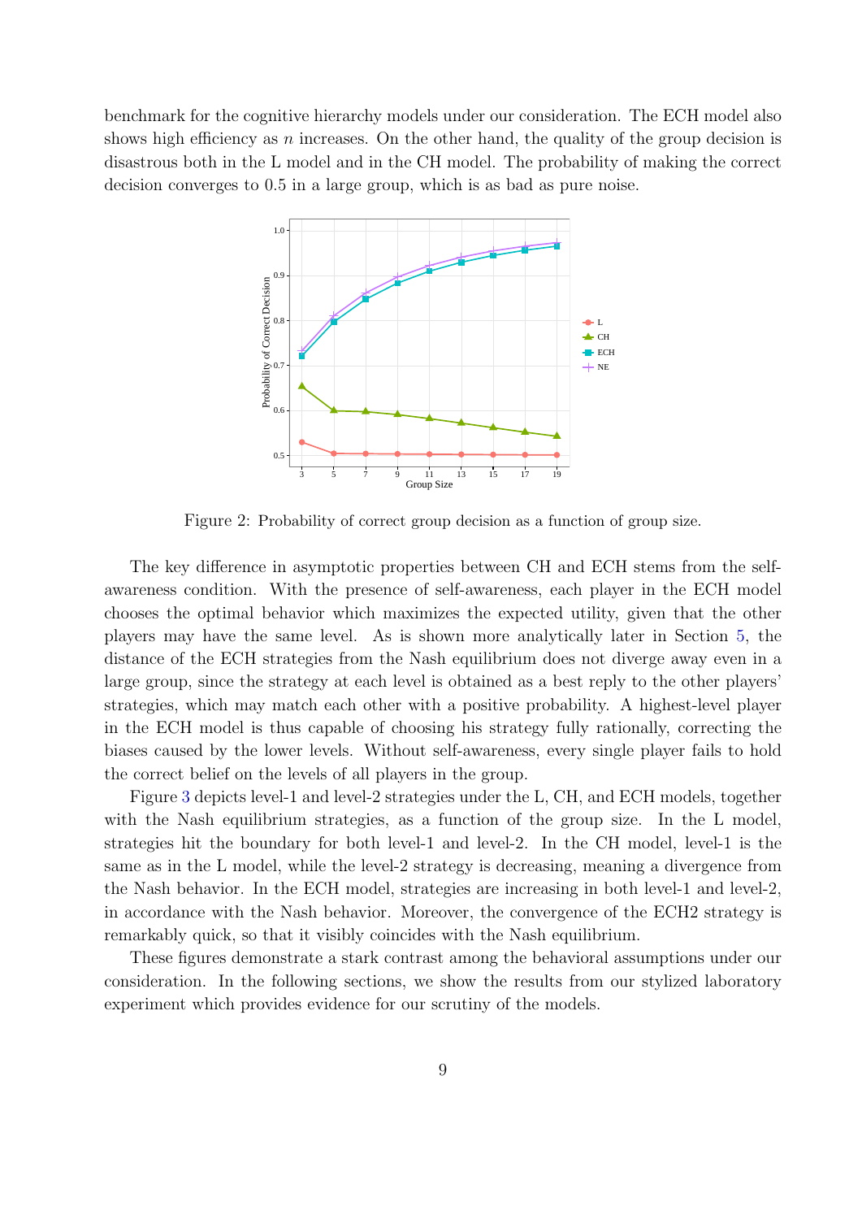benchmark for the cognitive hierarchy models under our consideration. The ECH model also shows high efficiency as $n$ increases. On the other hand, the quality of the group decision is disastrous both in the L model and in the CH model. The probability of making the correct decision converges to 0.5 in a large group, which is as bad as pure noise.

Figure 2: Probability of correct group decision as a function of group size.

The key difference in asymptotic properties between CH and ECH stems from the self-awareness condition. With the presence of self-awareness, each player in the ECH model chooses the optimal behavior which maximizes the expected utility, given that the other players may have the same level. As is shown more analytically later in Section 5, the distance of the ECH strategies from the Nash equilibrium does not diverge away even in a large group, since the strategy at each level is obtained as a best reply to the other players' strategies, which may match each other with a positive probability. A highest-level player in the ECH model is thus capable of choosing his strategy fully rationally, correcting the biases caused by the lower levels. Without self-awareness, every single player fails to hold the correct belief on the levels of all players in the group.

Figure 3 depicts level-1 and level-2 strategies under the L, CH, and ECH models, together with the Nash equilibrium strategies, as a function of the group size. In the L model, strategies hit the boundary for both level-1 and level-2. In the CH model, level-1 is the same as in the L model, while the level-2 strategy is decreasing, meaning a divergence from the Nash behavior. In the ECH model, strategies are increasing in both level-1 and level-2, in accordance with the Nash behavior. Moreover, the convergence of the ECH2 strategy is remarkably quick, so that it visibly coincides with the Nash equilibrium.

These figures demonstrate a stark contrast among the behavioral assumptions under our consideration. In the following sections, we show the results from our stylized laboratory experiment which provides evidence for our scrutiny of the models.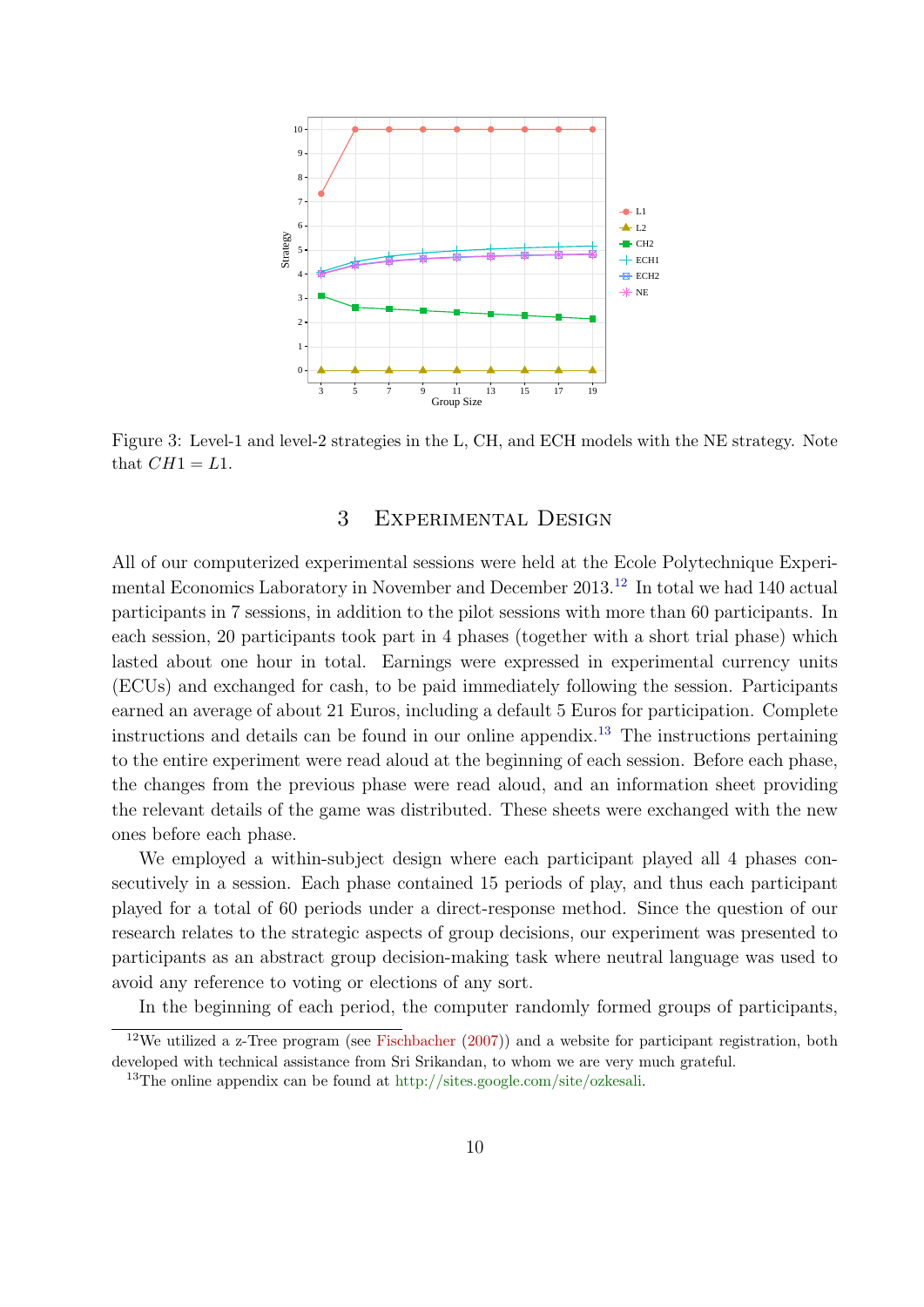Figure 3: Level-1 and level-2 strategies in the L, CH, and ECH models with the NE strategy. Note that $CH1 = L1$.

## 3 Experimental Design

All of our computerized experimental sessions were held at the Ecole Polytechnique Experimental Economics Laboratory in November and December 2013.[12] In total we had 140 actual participants in 7 sessions, in addition to the pilot sessions with more than 60 participants. In each session, 20 participants took part in 4 phases (together with a short trial phase) which lasted about one hour in total. Earnings were expressed in experimental currency units (ECUs) and exchanged for cash, to be paid immediately following the session. Participants earned an average of about 21 Euros, including a default 5 Euros for participation. Complete instructions and details can be found in our online appendix.[13] The instructions pertaining to the entire experiment were read aloud at the beginning of each session. Before each phase, the changes from the previous phase were read aloud, and an information sheet providing the relevant details of the game was distributed. These sheets were exchanged with the new ones before each phase.

We employed a within-subject design where each participant played all 4 phases consecutively in a session. Each phase contained 15 periods of play, and thus each participant played for a total of 60 periods under a direct-response method. Since the question of our research relates to the strategic aspects of group decisions, our experiment was presented to participants as an abstract group decision-making task where neutral language was used to avoid any reference to voting or elections of any sort.

In the beginning of each period, the computer randomly formed groups of participants,

[12] We utilized a z-Tree program (see Fischbacher (2007)) and a website for participant registration, both developed with technical assistance from Sri Srikandan, to whom we are very much grateful.

[13] The online appendix can be found at http://sites.google.com/site/ozkesali.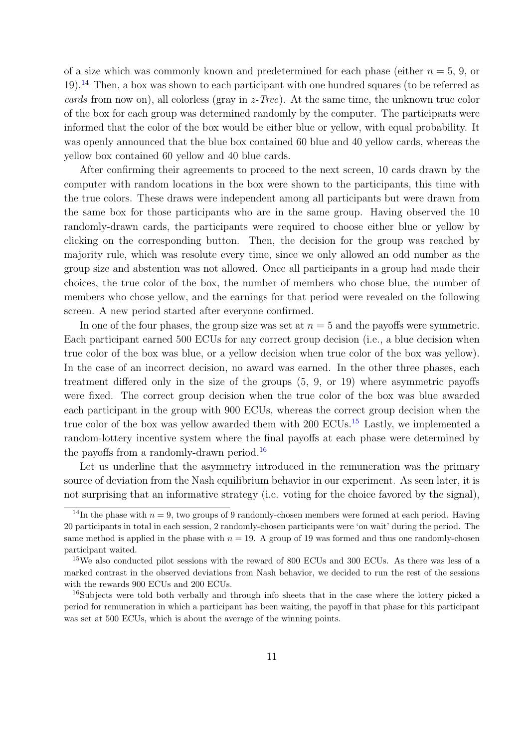of a size which was commonly known and predetermined for each phase (either $n = 5$, 9, or 19).[14] Then, a box was shown to each participant with one hundred squares (to be referred as *cards* from now on), all colorless (gray in *z-Tree*). At the same time, the unknown true color of the box for each group was determined randomly by the computer. The participants were informed that the color of the box would be either blue or yellow, with equal probability. It was openly announced that the blue box contained 60 blue and 40 yellow cards, whereas the yellow box contained 60 yellow and 40 blue cards.

After confirming their agreements to proceed to the next screen, 10 cards drawn by the computer with random locations in the box were shown to the participants, this time with the true colors. These draws were independent among all participants but were drawn from the same box for those participants who are in the same group. Having observed the 10 randomly-drawn cards, the participants were required to choose either blue or yellow by clicking on the corresponding button. Then, the decision for the group was reached by majority rule, which was resolute every time, since we only allowed an odd number as the group size and abstention was not allowed. Once all participants in a group had made their choices, the true color of the box, the number of members who chose blue, the number of members who chose yellow, and the earnings for that period were revealed on the following screen. A new period started after everyone confirmed.

In one of the four phases, the group size was set at $n = 5$ and the payoffs were symmetric. Each participant earned 500 ECUs for any correct group decision (i.e., a blue decision when true color of the box was blue, or a yellow decision when true color of the box was yellow). In the case of an incorrect decision, no award was earned. In the other three phases, each treatment differed only in the size of the groups (5, 9, or 19) where asymmetric payoffs were fixed. The correct group decision when the true color of the box was blue awarded each participant in the group with 900 ECUs, whereas the correct group decision when the true color of the box was yellow awarded them with 200 ECUs.[15] Lastly, we implemented a random-lottery incentive system where the final payoffs at each phase were determined by the payoffs from a randomly-drawn period.[16]

Let us underline that the asymmetry introduced in the remuneration was the primary source of deviation from the Nash equilibrium behavior in our experiment. As seen later, it is not surprising that an informative strategy (i.e. voting for the choice favored by the signal),

[14] In the phase with $n = 9$, two groups of 9 randomly-chosen members were formed at each period. Having 20 participants in total in each session, 2 randomly-chosen participants were 'on wait' during the period. The same method is applied in the phase with $n = 19$. A group of 19 was formed and thus one randomly-chosen participant waited.

[15] We also conducted pilot sessions with the reward of 800 ECUs and 300 ECUs. As there was less of a marked contrast in the observed deviations from Nash behavior, we decided to run the rest of the sessions with the rewards 900 ECUs and 200 ECUs.

[16] Subjects were told both verbally and through info sheets that in the case where the lottery picked a period for remuneration in which a participant has been waiting, the payoff in that phase for this participant was set at 500 ECUs, which is about the average of the winning points.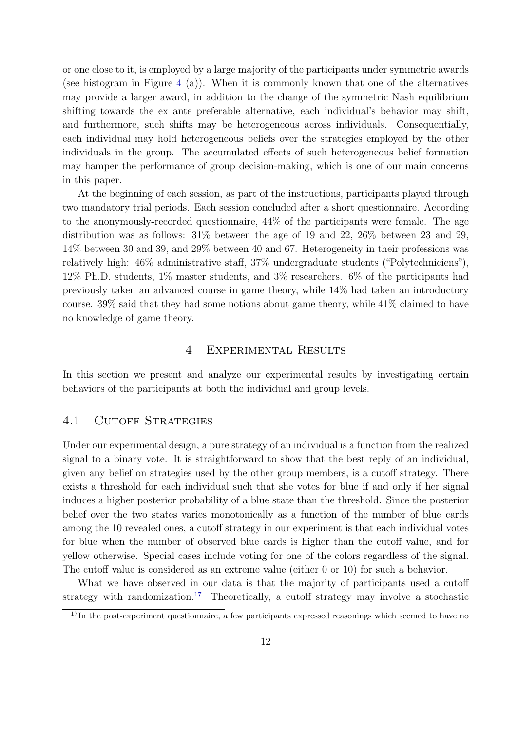or one close to it, is employed by a large majority of the participants under symmetric awards (see histogram in Figure 4 (a)). When it is commonly known that one of the alternatives may provide a larger award, in addition to the change of the symmetric Nash equilibrium shifting towards the ex ante preferable alternative, each individual's behavior may shift, and furthermore, such shifts may be heterogeneous across individuals. Consequentially, each individual may hold heterogeneous beliefs over the strategies employed by the other individuals in the group. The accumulated effects of such heterogeneous belief formation may hamper the performance of group decision-making, which is one of our main concerns in this paper.

At the beginning of each session, as part of the instructions, participants played through two mandatory trial periods. Each session concluded after a short questionnaire. According to the anonymously-recorded questionnaire, 44% of the participants were female. The age distribution was as follows: 31% between the age of 19 and 22, 26% between 23 and 29, 14% between 30 and 39, and 29% between 40 and 67. Heterogeneity in their professions was relatively high: 46% administrative staff, 37% undergraduate students ("Polytechniciens"), 12% Ph.D. students, 1% master students, and 3% researchers. 6% of the participants had previously taken an advanced course in game theory, while 14% had taken an introductory course. 39% said that they had some notions about game theory, while 41% claimed to have no knowledge of game theory.

# 4 Experimental Results

In this section we present and analyze our experimental results by investigating certain behaviors of the participants at both the individual and group levels.

## 4.1 Cutoff Strategies

Under our experimental design, a pure strategy of an individual is a function from the realized signal to a binary vote. It is straightforward to show that the best reply of an individual, given any belief on strategies used by the other group members, is a cutoff strategy. There exists a threshold for each individual such that she votes for blue if and only if her signal induces a higher posterior probability of a blue state than the threshold. Since the posterior belief over the two states varies monotonically as a function of the number of blue cards among the 10 revealed ones, a cutoff strategy in our experiment is that each individual votes for blue when the number of observed blue cards is higher than the cutoff value, and for yellow otherwise. Special cases include voting for one of the colors regardless of the signal. The cutoff value is considered as an extreme value (either 0 or 10) for such a behavior.

What we have observed in our data is that the majority of participants used a cutoff strategy with randomization.[17] Theoretically, a cutoff strategy may involve a stochastic

[17]In the post-experiment questionnaire, a few participants expressed reasonings which seemed to have no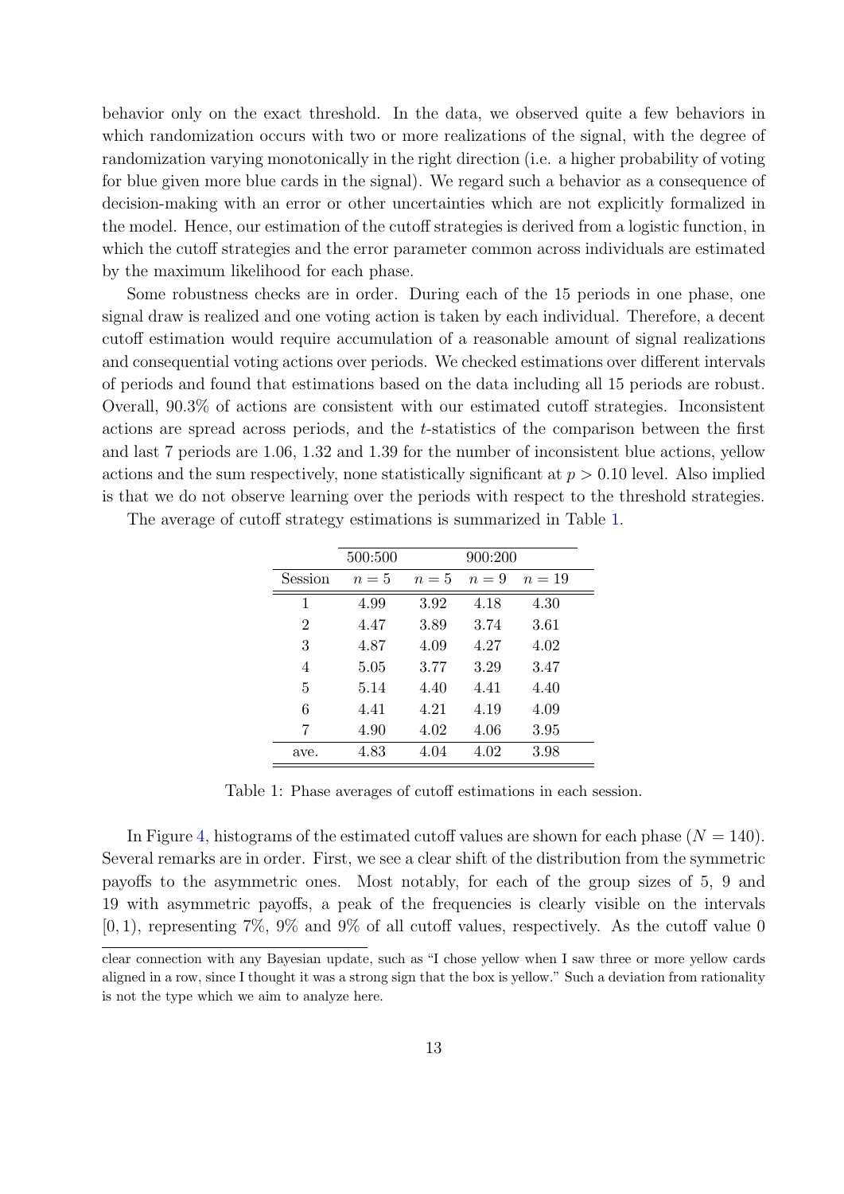behavior only on the exact threshold. In the data, we observed quite a few behaviors in which randomization occurs with two or more realizations of the signal, with the degree of randomization varying monotonically in the right direction (i.e. a higher probability of voting for blue given more blue cards in the signal). We regard such a behavior as a consequence of decision-making with an error or other uncertainties which are not explicitly formalized in the model. Hence, our estimation of the cutoff strategies is derived from a logistic function, in which the cutoff strategies and the error parameter common across individuals are estimated by the maximum likelihood for each phase.

Some robustness checks are in order. During each of the 15 periods in one phase, one signal draw is realized and one voting action is taken by each individual. Therefore, a decent cutoff estimation would require accumulation of a reasonable amount of signal realizations and consequential voting actions over periods. We checked estimations over different intervals of periods and found that estimations based on the data including all 15 periods are robust. Overall, 90.3% of actions are consistent with our estimated cutoff strategies. Inconsistent actions are spread across periods, and the $t$-statistics of the comparison between the first and last 7 periods are 1.06, 1.32 and 1.39 for the number of inconsistent blue actions, yellow actions and the sum respectively, none statistically significant at $p > 0.10$ level. Also implied is that we do not observe learning over the periods with respect to the threshold strategies.

The average of cutoff strategy estimations is summarized in Table 1.

| | 500:500 | 900:200 | | |
|---|---|---|---|---|
| Session | $n = 5$ | $n = 5$ | $n = 9$ | $n = 19$ |
| 1 | 4.99 | 3.92 | 4.18 | 4.30 |
| 2 | 4.47 | 3.89 | 3.74 | 3.61 |
| 3 | 4.87 | 4.09 | 4.27 | 4.02 |
| 4 | 5.05 | 3.77 | 3.29 | 3.47 |
| 5 | 5.14 | 4.40 | 4.41 | 4.40 |
| 6 | 4.41 | 4.21 | 4.19 | 4.09 |
| 7 | 4.90 | 4.02 | 4.06 | 3.95 |
| ave. | 4.83 | 4.04 | 4.02 | 3.98 |

Table 1: Phase averages of cutoff estimations in each session.

In Figure 4, histograms of the estimated cutoff values are shown for each phase ($N = 140$). Several remarks are in order. First, we see a clear shift of the distribution from the symmetric payoffs to the asymmetric ones. Most notably, for each of the group sizes of 5, 9 and 19 with asymmetric payoffs, a peak of the frequencies is clearly visible on the intervals $[0, 1)$, representing 7%, 9% and 9% of all cutoff values, respectively. As the cutoff value 0

clear connection with any Bayesian update, such as "I chose yellow when I saw three or more yellow cards aligned in a row, since I thought it was a strong sign that the box is yellow." Such a deviation from rationality is not the type which we aim to analyze here.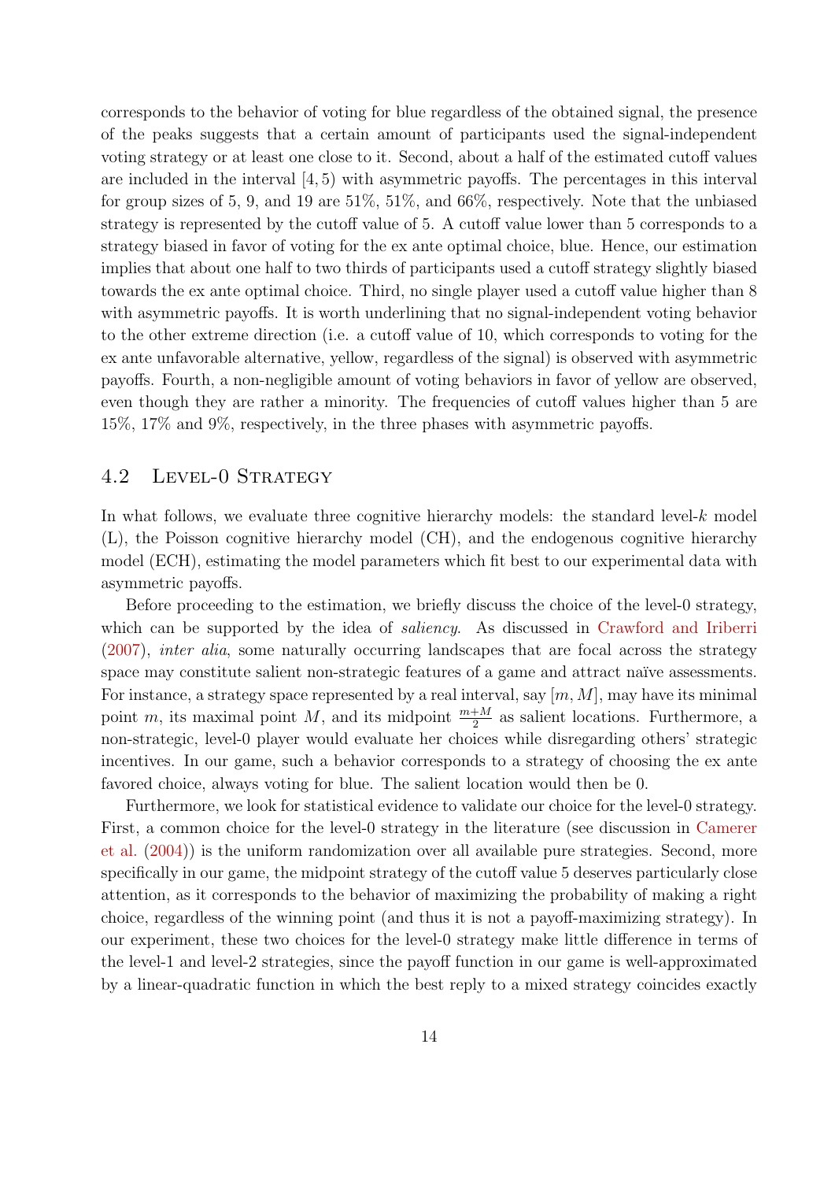corresponds to the behavior of voting for blue regardless of the obtained signal, the presence of the peaks suggests that a certain amount of participants used the signal-independent voting strategy or at least one close to it. Second, about a half of the estimated cutoff values are included in the interval $[4, 5)$ with asymmetric payoffs. The percentages in this interval for group sizes of 5, 9, and 19 are 51%, 51%, and 66%, respectively. Note that the unbiased strategy is represented by the cutoff value of 5. A cutoff value lower than 5 corresponds to a strategy biased in favor of voting for the ex ante optimal choice, blue. Hence, our estimation implies that about one half to two thirds of participants used a cutoff strategy slightly biased towards the ex ante optimal choice. Third, no single player used a cutoff value higher than 8 with asymmetric payoffs. It is worth underlining that no signal-independent voting behavior to the other extreme direction (i.e. a cutoff value of 10, which corresponds to voting for the ex ante unfavorable alternative, yellow, regardless of the signal) is observed with asymmetric payoffs. Fourth, a non-negligible amount of voting behaviors in favor of yellow are observed, even though they are rather a minority. The frequencies of cutoff values higher than 5 are 15%, 17% and 9%, respectively, in the three phases with asymmetric payoffs.

## 4.2 Level-0 Strategy

In what follows, we evaluate three cognitive hierarchy models: the standard level-$k$ model (L), the Poisson cognitive hierarchy model (CH), and the endogenous cognitive hierarchy model (ECH), estimating the model parameters which fit best to our experimental data with asymmetric payoffs.

Before proceeding to the estimation, we briefly discuss the choice of the level-0 strategy, which can be supported by the idea of *saliency*. As discussed in Crawford and Iriberri (2007), *inter alia*, some naturally occurring landscapes that are focal across the strategy space may constitute salient non-strategic features of a game and attract naïve assessments. For instance, a strategy space represented by a real interval, say $[m, M]$, may have its minimal point $m$, its maximal point $M$, and its midpoint $\frac{m+M}{2}$ as salient locations. Furthermore, a non-strategic, level-0 player would evaluate her choices while disregarding others' strategic incentives. In our game, such a behavior corresponds to a strategy of choosing the ex ante favored choice, always voting for blue. The salient location would then be 0.

Furthermore, we look for statistical evidence to validate our choice for the level-0 strategy. First, a common choice for the level-0 strategy in the literature (see discussion in Camerer et al. (2004)) is the uniform randomization over all available pure strategies. Second, more specifically in our game, the midpoint strategy of the cutoff value 5 deserves particularly close attention, as it corresponds to the behavior of maximizing the probability of making a right choice, regardless of the winning point (and thus it is not a payoff-maximizing strategy). In our experiment, these two choices for the level-0 strategy make little difference in terms of the level-1 and level-2 strategies, since the payoff function in our game is well-approximated by a linear-quadratic function in which the best reply to a mixed strategy coincides exactly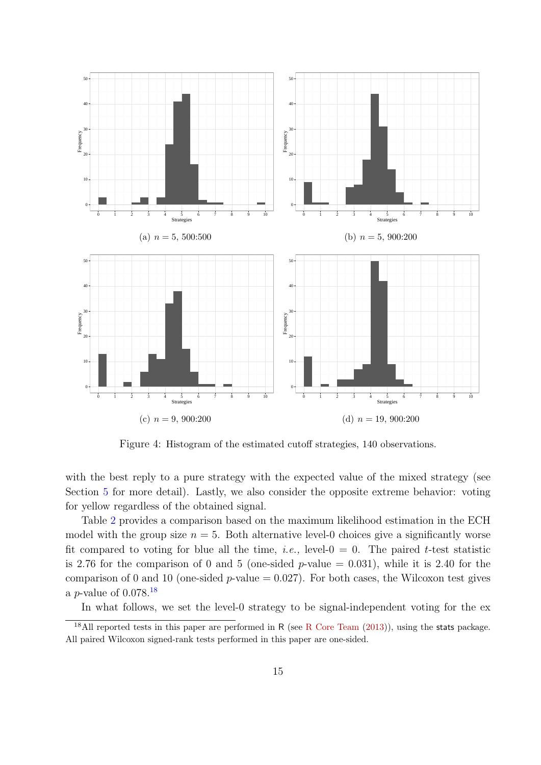(a) $n = 5$, 500:500

(b) $n = 5$, 900:200

(c) $n = 9$, 900:200

(d) $n = 19$, 900:200

Figure 4: Histogram of the estimated cutoff strategies, 140 observations.

with the best reply to a pure strategy with the expected value of the mixed strategy (see Section 5 for more detail). Lastly, we also consider the opposite extreme behavior: voting for yellow regardless of the obtained signal.

Table 2 provides a comparison based on the maximum likelihood estimation in the ECH model with the group size $n = 5$. Both alternative level-0 choices give a significantly worse fit compared to voting for blue all the time, *i.e.,* level-0 $= 0$. The paired $t$-test statistic is 2.76 for the comparison of 0 and 5 (one-sided $p$-value $= 0.031$), while it is 2.40 for the comparison of 0 and 10 (one-sided $p$-value $= 0.027$). For both cases, the Wilcoxon test gives a $p$-value of 0.078.[18]

In what follows, we set the level-0 strategy to be signal-independent voting for the ex

[18] All reported tests in this paper are performed in R (see R Core Team (2013)), using the stats package. All paired Wilcoxon signed-rank tests performed in this paper are one-sided.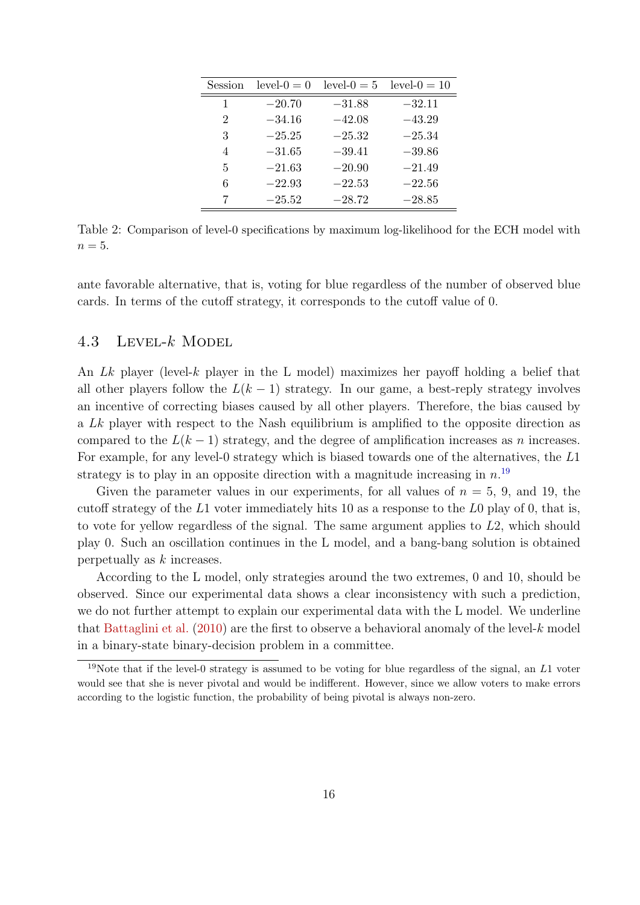| Session | level-0 = 0 | level-0 = 5 | level-0 = 10 |
| --- | --- | --- | --- |
| 1 | −20.70 | −31.88 | −32.11 |
| 2 | −34.16 | −42.08 | −43.29 |
| 3 | −25.25 | −25.32 | −25.34 |
| 4 | −31.65 | −39.41 | −39.86 |
| 5 | −21.63 | −20.90 | −21.49 |
| 6 | −22.93 | −22.53 | −22.56 |
| 7 | −25.52 | −28.72 | −28.85 |

Table 2: Comparison of level-0 specifications by maximum log-likelihood for the ECH model with $n = 5$.

ante favorable alternative, that is, voting for blue regardless of the number of observed blue cards. In terms of the cutoff strategy, it corresponds to the cutoff value of 0.

### 4.3 Level-$k$ Model

An $Lk$ player (level-$k$ player in the L model) maximizes her payoff holding a belief that all other players follow the $L(k-1)$ strategy. In our game, a best-reply strategy involves an incentive of correcting biases caused by all other players. Therefore, the bias caused by a $Lk$ player with respect to the Nash equilibrium is amplified to the opposite direction as compared to the $L(k-1)$ strategy, and the degree of amplification increases as $n$ increases. For example, for any level-0 strategy which is biased towards one of the alternatives, the $L1$ strategy is to play in an opposite direction with a magnitude increasing in $n$.[19]

Given the parameter values in our experiments, for all values of $n = 5$, 9, and 19, the cutoff strategy of the $L1$ voter immediately hits 10 as a response to the $L0$ play of 0, that is, to vote for yellow regardless of the signal. The same argument applies to $L2$, which should play 0. Such an oscillation continues in the L model, and a bang-bang solution is obtained perpetually as $k$ increases.

According to the L model, only strategies around the two extremes, 0 and 10, should be observed. Since our experimental data shows a clear inconsistency with such a prediction, we do not further attempt to explain our experimental data with the L model. We underline that Battaglini et al. (2010) are the first to observe a behavioral anomaly of the level-$k$ model in a binary-state binary-decision problem in a committee.

[19]Note that if the level-0 strategy is assumed to be voting for blue regardless of the signal, an $L1$ voter would see that she is never pivotal and would be indifferent. However, since we allow voters to make errors according to the logistic function, the probability of being pivotal is always non-zero.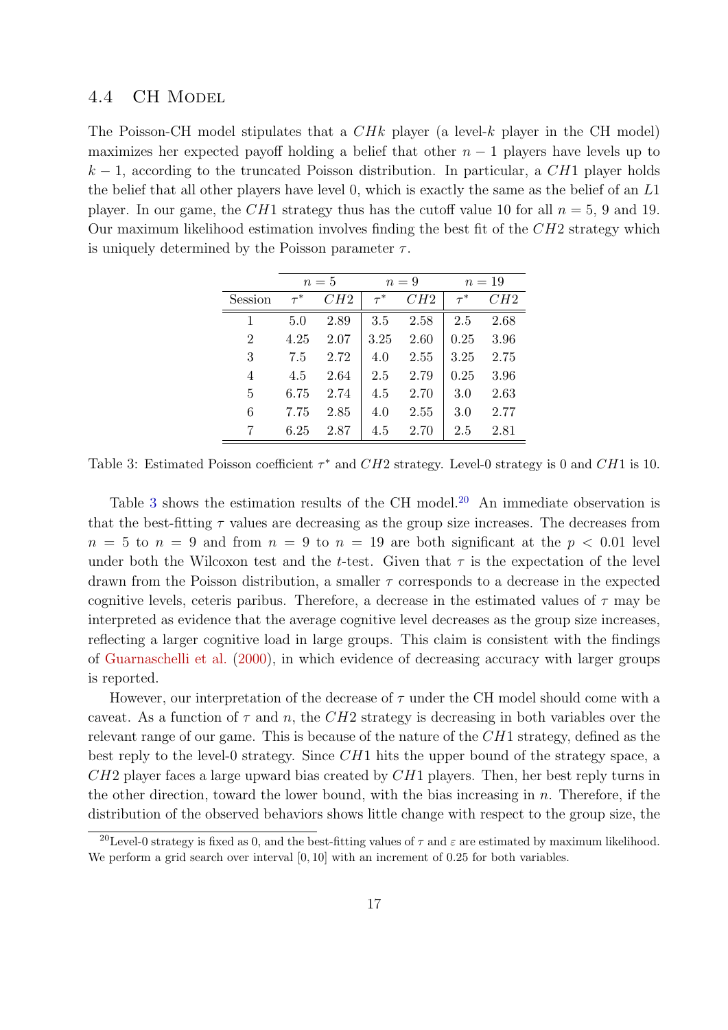### 4.4 CH Model

The Poisson-CH model stipulates that a $CHk$ player (a level-$k$ player in the CH model) maximizes her expected payoff holding a belief that other $n-1$ players have levels up to $k-1$, according to the truncated Poisson distribution. In particular, a $CH1$ player holds the belief that all other players have level 0, which is exactly the same as the belief of an $L1$ player. In our game, the $CH1$ strategy thus has the cutoff value 10 for all $n = 5$, 9 and 19. Our maximum likelihood estimation involves finding the best fit of the $CH2$ strategy which is uniquely determined by the Poisson parameter $\tau$.

| | $n = 5$ | | $n = 9$ | | $n = 19$ | |
|---|---|---|---|---|---|---|
| Session | $\tau^*$ | $CH2$ | $\tau^*$ | $CH2$ | $\tau^*$ | $CH2$ |
| 1 | 5.0 | 2.89 | 3.5 | 2.58 | 2.5 | 2.68 |
| 2 | 4.25 | 2.07 | 3.25 | 2.60 | 0.25 | 3.96 |
| 3 | 7.5 | 2.72 | 4.0 | 2.55 | 3.25 | 2.75 |
| 4 | 4.5 | 2.64 | 2.5 | 2.79 | 0.25 | 3.96 |
| 5 | 6.75 | 2.74 | 4.5 | 2.70 | 3.0 | 2.63 |
| 6 | 7.75 | 2.85 | 4.0 | 2.55 | 3.0 | 2.77 |
| 7 | 6.25 | 2.87 | 4.5 | 2.70 | 2.5 | 2.81 |

Table 3: Estimated Poisson coefficient $\tau^*$ and $CH2$ strategy. Level-0 strategy is 0 and $CH1$ is 10.

Table 3 shows the estimation results of the CH model.[20] An immediate observation is that the best-fitting $\tau$ values are decreasing as the group size increases. The decreases from $n = 5$ to $n = 9$ and from $n = 9$ to $n = 19$ are both significant at the $p < 0.01$ level under both the Wilcoxon test and the $t$-test. Given that $\tau$ is the expectation of the level drawn from the Poisson distribution, a smaller $\tau$ corresponds to a decrease in the expected cognitive levels, ceteris paribus. Therefore, a decrease in the estimated values of $\tau$ may be interpreted as evidence that the average cognitive level decreases as the group size increases, reflecting a larger cognitive load in large groups. This claim is consistent with the findings of Guarnaschelli et al. (2000), in which evidence of decreasing accuracy with larger groups is reported.

However, our interpretation of the decrease of $\tau$ under the CH model should come with a caveat. As a function of $\tau$ and $n$, the $CH2$ strategy is decreasing in both variables over the relevant range of our game. This is because of the nature of the $CH1$ strategy, defined as the best reply to the level-0 strategy. Since $CH1$ hits the upper bound of the strategy space, a $CH2$ player faces a large upward bias created by $CH1$ players. Then, her best reply turns in the other direction, toward the lower bound, with the bias increasing in $n$. Therefore, if the distribution of the observed behaviors shows little change with respect to the group size, the

[20] Level-0 strategy is fixed as 0, and the best-fitting values of $\tau$ and $\varepsilon$ are estimated by maximum likelihood. We perform a grid search over interval $[0, 10]$ with an increment of 0.25 for both variables.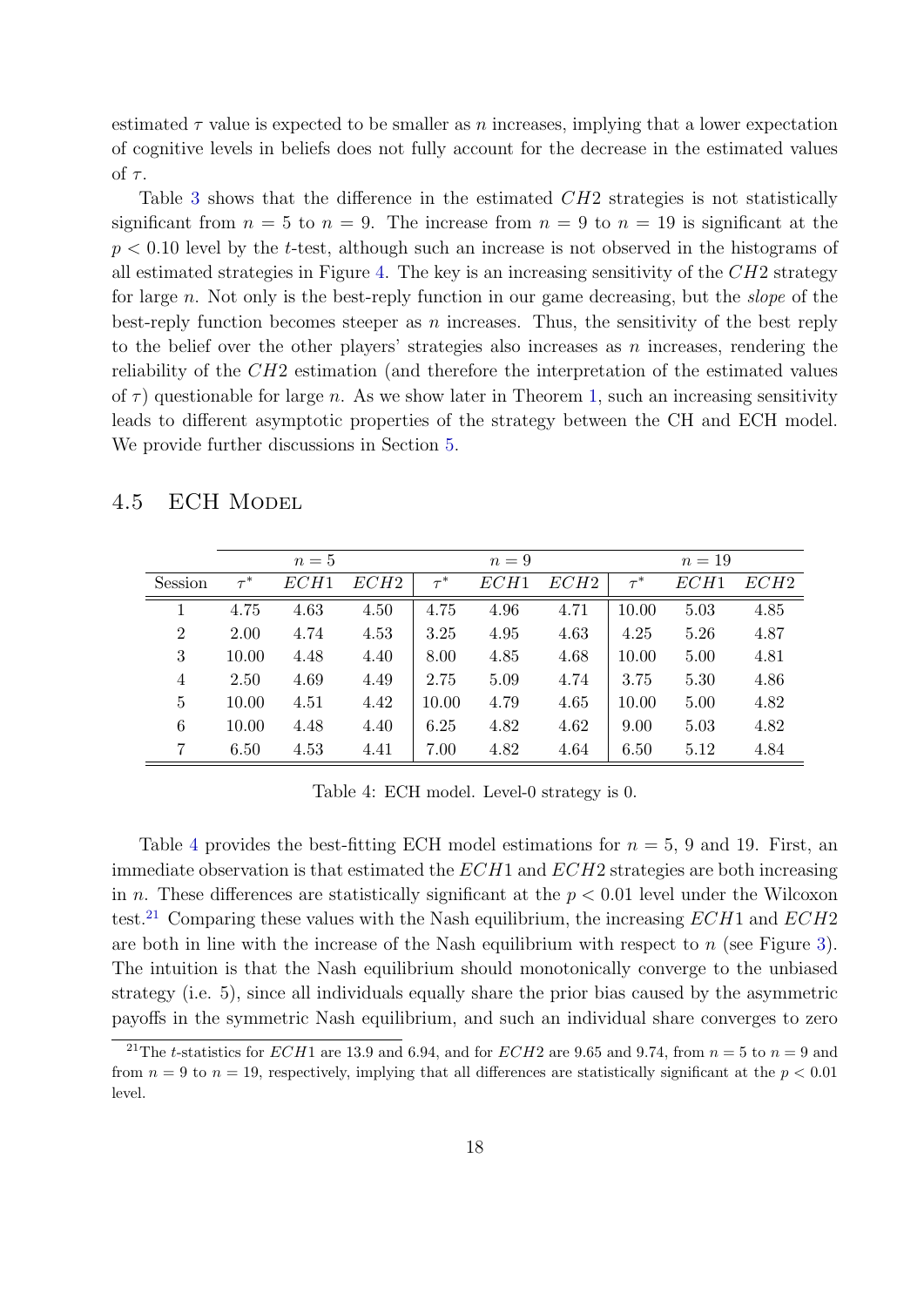estimated $\tau$ value is expected to be smaller as $n$ increases, implying that a lower expectation of cognitive levels in beliefs does not fully account for the decrease in the estimated values of $\tau$.

Table 3 shows that the difference in the estimated $CH2$ strategies is not statistically significant from $n = 5$ to $n = 9$. The increase from $n = 9$ to $n = 19$ is significant at the $p < 0.10$ level by the $t$-test, although such an increase is not observed in the histograms of all estimated strategies in Figure 4. The key is an increasing sensitivity of the $CH2$ strategy for large $n$. Not only is the best-reply function in our game decreasing, but the *slope* of the best-reply function becomes steeper as $n$ increases. Thus, the sensitivity of the best reply to the belief over the other players' strategies also increases as $n$ increases, rendering the reliability of the $CH2$ estimation (and therefore the interpretation of the estimated values of $\tau$) questionable for large $n$. As we show later in Theorem 1, such an increasing sensitivity leads to different asymptotic properties of the strategy between the CH and ECH model. We provide further discussions in Section 5.

## 4.5 ECH Model

| | $n=5$ | | | $n=9$ | | | $n=19$ | | |
|---|---|---|---|---|---|---|---|---|---|
| Session | $\tau^*$ | $ECH1$ | $ECH2$ | $\tau^*$ | $ECH1$ | $ECH2$ | $\tau^*$ | $ECH1$ | $ECH2$ |
| 1 | 4.75 | 4.63 | 4.50 | 4.75 | 4.96 | 4.71 | 10.00 | 5.03 | 4.85 |
| 2 | 2.00 | 4.74 | 4.53 | 3.25 | 4.95 | 4.63 | 4.25 | 5.26 | 4.87 |
| 3 | 10.00 | 4.48 | 4.40 | 8.00 | 4.85 | 4.68 | 10.00 | 5.00 | 4.81 |
| 4 | 2.50 | 4.69 | 4.49 | 2.75 | 5.09 | 4.74 | 3.75 | 5.30 | 4.86 |
| 5 | 10.00 | 4.51 | 4.42 | 10.00 | 4.79 | 4.65 | 10.00 | 5.00 | 4.82 |
| 6 | 10.00 | 4.48 | 4.40 | 6.25 | 4.82 | 4.62 | 9.00 | 5.03 | 4.82 |
| 7 | 6.50 | 4.53 | 4.41 | 7.00 | 4.82 | 4.64 | 6.50 | 5.12 | 4.84 |

Table 4: ECH model. Level-0 strategy is 0.

Table 4 provides the best-fitting ECH model estimations for $n = 5$, 9 and 19. First, an immediate observation is that estimated the $ECH1$ and $ECH2$ strategies are both increasing in $n$. These differences are statistically significant at the $p < 0.01$ level under the Wilcoxon test.[21] Comparing these values with the Nash equilibrium, the increasing $ECH1$ and $ECH2$ are both in line with the increase of the Nash equilibrium with respect to $n$ (see Figure 3). The intuition is that the Nash equilibrium should monotonically converge to the unbiased strategy (i.e. 5), since all individuals equally share the prior bias caused by the asymmetric payoffs in the symmetric Nash equilibrium, and such an individual share converges to zero

[21] The $t$-statistics for $ECH1$ are 13.9 and 6.94, and for $ECH2$ are 9.65 and 9.74, from $n = 5$ to $n = 9$ and from $n = 9$ to $n = 19$, respectively, implying that all differences are statistically significant at the $p < 0.01$ level.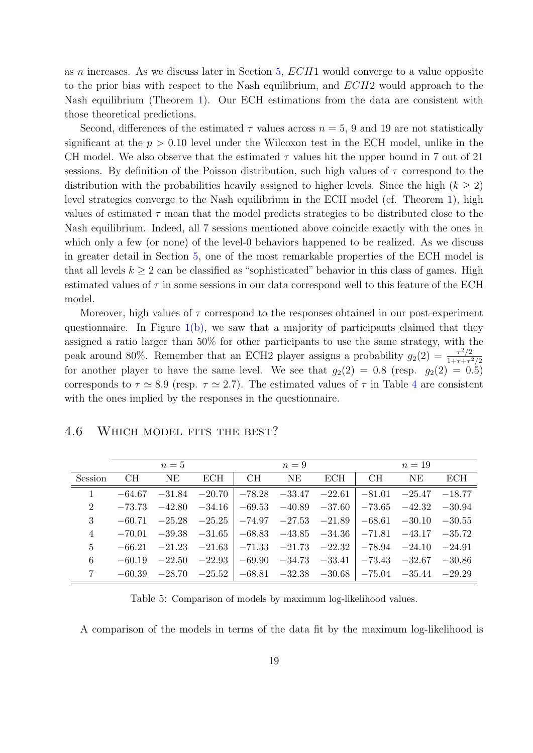as $n$ increases. As we discuss later in Section 5, $ECH1$ would converge to a value opposite to the prior bias with respect to the Nash equilibrium, and $ECH2$ would approach to the Nash equilibrium (Theorem 1). Our ECH estimations from the data are consistent with those theoretical predictions.

Second, differences of the estimated $\tau$ values across $n = 5$, 9 and 19 are not statistically significant at the $p > 0.10$ level under the Wilcoxon test in the ECH model, unlike in the CH model. We also observe that the estimated $\tau$ values hit the upper bound in 7 out of 21 sessions. By definition of the Poisson distribution, such high values of $\tau$ correspond to the distribution with the probabilities heavily assigned to higher levels. Since the high ($k \geq 2$) level strategies converge to the Nash equilibrium in the ECH model (cf. Theorem 1), high values of estimated $\tau$ mean that the model predicts strategies to be distributed close to the Nash equilibrium. Indeed, all 7 sessions mentioned above coincide exactly with the ones in which only a few (or none) of the level-0 behaviors happened to be realized. As we discuss in greater detail in Section 5, one of the most remarkable properties of the ECH model is that all levels $k \geq 2$ can be classified as "sophisticated" behavior in this class of games. High estimated values of $\tau$ in some sessions in our data correspond well to this feature of the ECH model.

Moreover, high values of $\tau$ correspond to the responses obtained in our post-experiment questionnaire. In Figure 1(b), we saw that a majority of participants claimed that they assigned a ratio larger than 50% for other participants to use the same strategy, with the peak around 80%. Remember that an ECH2 player assigns a probability $g_2(2) = \frac{\tau^2/2}{1+\tau+\tau^2/2}$ for another player to have the same level. We see that $g_2(2) = 0.8$ (resp. $g_2(2) = 0.5$) corresponds to $\tau \simeq 8.9$ (resp. $\tau \simeq 2.7$). The estimated values of $\tau$ in Table 4 are consistent with the ones implied by the responses in the questionnaire.

## 4.6 Which model fits the best?

| | $n = 5$ | | | $n = 9$ | | | $n = 19$ | | |
|---|---|---|---|---|---|---|---|---|---|
| Session | CH | NE | ECH | CH | NE | ECH | CH | NE | ECH |
| 1 | $-64.67$ | $-31.84$ | $-20.70$ | $-78.28$ | $-33.47$ | $-22.61$ | $-81.01$ | $-25.47$ | $-18.77$ |
| 2 | $-73.73$ | $-42.80$ | $-34.16$ | $-69.53$ | $-40.89$ | $-37.60$ | $-73.65$ | $-42.32$ | $-30.94$ |
| 3 | $-60.71$ | $-25.28$ | $-25.25$ | $-74.97$ | $-27.53$ | $-21.89$ | $-68.61$ | $-30.10$ | $-30.55$ |
| 4 | $-70.01$ | $-39.38$ | $-31.65$ | $-68.83$ | $-43.85$ | $-34.36$ | $-71.81$ | $-43.17$ | $-35.72$ |
| 5 | $-66.21$ | $-21.23$ | $-21.63$ | $-71.33$ | $-21.73$ | $-22.32$ | $-78.94$ | $-24.10$ | $-24.91$ |
| 6 | $-60.19$ | $-22.50$ | $-22.93$ | $-69.90$ | $-34.73$ | $-33.41$ | $-73.43$ | $-32.67$ | $-30.86$ |
| 7 | $-60.39$ | $-28.70$ | $-25.52$ | $-68.81$ | $-32.38$ | $-30.68$ | $-75.04$ | $-35.44$ | $-29.29$ |

Table 5: Comparison of models by maximum log-likelihood values.

A comparison of the models in terms of the data fit by the maximum log-likelihood is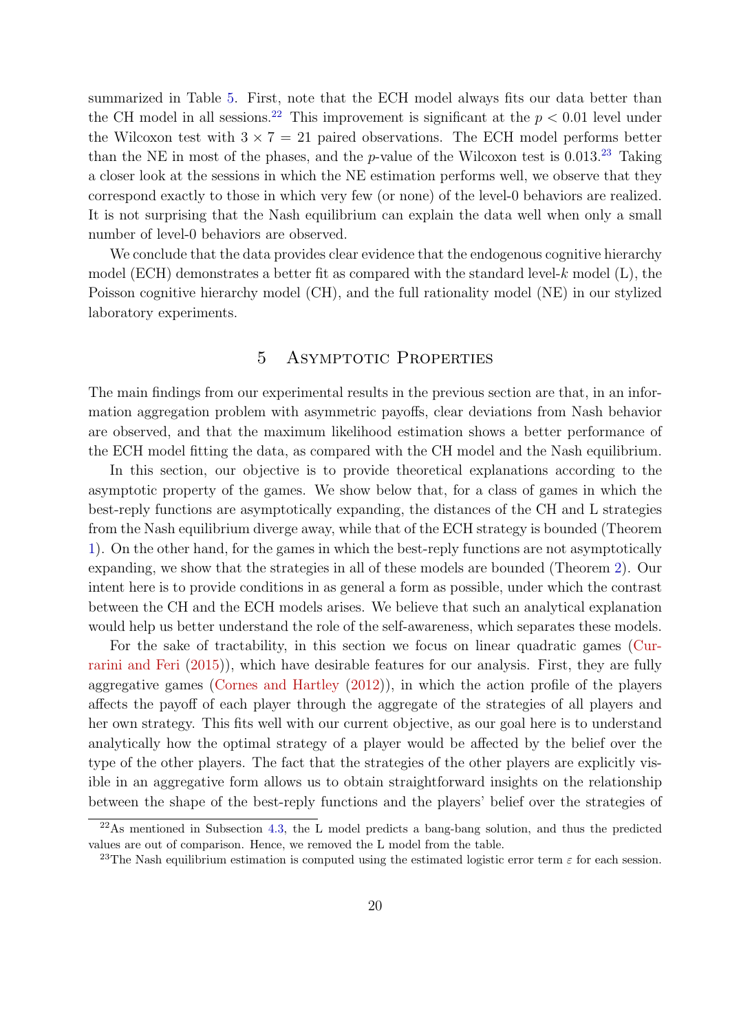summarized in Table 5. First, note that the ECH model always fits our data better than the CH model in all sessions.[22] This improvement is significant at the $p < 0.01$ level under the Wilcoxon test with $3 \times 7 = 21$ paired observations. The ECH model performs better than the NE in most of the phases, and the $p$-value of the Wilcoxon test is 0.013.[23] Taking a closer look at the sessions in which the NE estimation performs well, we observe that they correspond exactly to those in which very few (or none) of the level-0 behaviors are realized. It is not surprising that the Nash equilibrium can explain the data well when only a small number of level-0 behaviors are observed.

We conclude that the data provides clear evidence that the endogenous cognitive hierarchy model (ECH) demonstrates a better fit as compared with the standard level-$k$ model (L), the Poisson cognitive hierarchy model (CH), and the full rationality model (NE) in our stylized laboratory experiments.

# 5 Asymptotic Properties

The main findings from our experimental results in the previous section are that, in an information aggregation problem with asymmetric payoffs, clear deviations from Nash behavior are observed, and that the maximum likelihood estimation shows a better performance of the ECH model fitting the data, as compared with the CH model and the Nash equilibrium.

In this section, our objective is to provide theoretical explanations according to the asymptotic property of the games. We show below that, for a class of games in which the best-reply functions are asymptotically expanding, the distances of the CH and L strategies from the Nash equilibrium diverge away, while that of the ECH strategy is bounded (Theorem 1). On the other hand, for the games in which the best-reply functions are not asymptotically expanding, we show that the strategies in all of these models are bounded (Theorem 2). Our intent here is to provide conditions in as general a form as possible, under which the contrast between the CH and the ECH models arises. We believe that such an analytical explanation would help us better understand the role of the self-awareness, which separates these models.

For the sake of tractability, in this section we focus on linear quadratic games (Currarini and Feri (2015)), which have desirable features for our analysis. First, they are fully aggregative games (Cornes and Hartley (2012)), in which the action profile of the players affects the payoff of each player through the aggregate of the strategies of all players and her own strategy. This fits well with our current objective, as our goal here is to understand analytically how the optimal strategy of a player would be affected by the belief over the type of the other players. The fact that the strategies of the other players are explicitly visible in an aggregative form allows us to obtain straightforward insights on the relationship between the shape of the best-reply functions and the players' belief over the strategies of

[22] As mentioned in Subsection 4.3, the L model predicts a bang-bang solution, and thus the predicted values are out of comparison. Hence, we removed the L model from the table.

[23] The Nash equilibrium estimation is computed using the estimated logistic error term $\varepsilon$ for each session.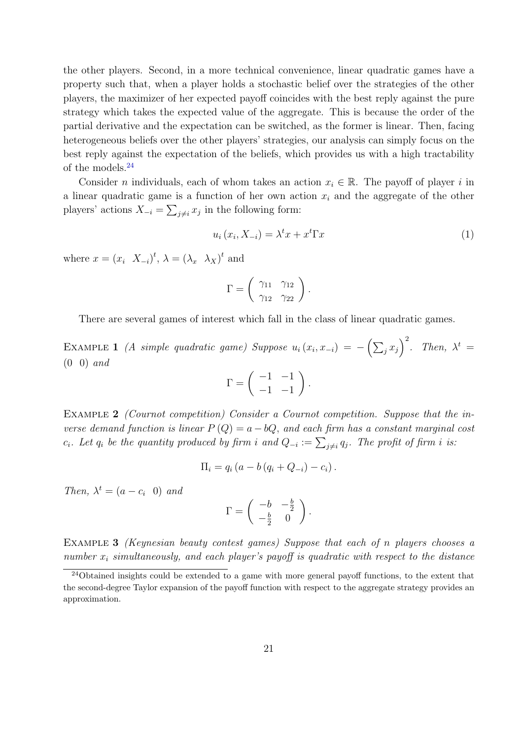the other players. Second, in a more technical convenience, linear quadratic games have a property such that, when a player holds a stochastic belief over the strategies of the other players, the maximizer of her expected payoff coincides with the best reply against the pure strategy which takes the expected value of the aggregate. This is because the order of the partial derivative and the expectation can be switched, as the former is linear. Then, facing heterogeneous beliefs over the other players' strategies, our analysis can simply focus on the best reply against the expectation of the beliefs, which provides us with a high tractability of the models.[24]

Consider $n$ individuals, each of whom takes an action $x_i \in \mathbb{R}$. The payoff of player $i$ in a linear quadratic game is a function of her own action $x_i$ and the aggregate of the other players' actions $X_{-i} = \sum_{j \neq i} x_j$ in the following form:

$$u_i(x_i, X_{-i}) = \lambda^t x + x^t \Gamma x \tag{1}$$

where $x = (x_i \;\; X_{-i})^t$, $\lambda = (\lambda_x \;\; \lambda_X)^t$ and

$$\Gamma = \begin{pmatrix} \gamma_{11} & \gamma_{12} \\ \gamma_{12} & \gamma_{22} \end{pmatrix}.$$

There are several games of interest which fall in the class of linear quadratic games.

**Example 1** *(A simple quadratic game) Suppose* $u_i(x_i, x_{-i}) = -\left(\sum_j x_j\right)^2$. *Then,* $\lambda^t = (0 \;\; 0)$ *and*

$$\Gamma = \begin{pmatrix} -1 & -1 \\ -1 & -1 \end{pmatrix}.$$

**Example 2** *(Cournot competition) Consider a Cournot competition. Suppose that the inverse demand function is linear* $P(Q) = a - bQ$*, and each firm has a constant marginal cost* $c_i$*. Let* $q_i$ *be the quantity produced by firm* $i$ *and* $Q_{-i} := \sum_{j \neq i} q_j$*. The profit of firm* $i$ *is:*

$$\Pi_i = q_i \left(a - b\left(q_i + Q_{-i}\right) - c_i\right).$$

*Then,* $\lambda^t = (a - c_i \;\; 0)$ *and*

$$\Gamma = \begin{pmatrix} -b & -\frac{b}{2} \\ -\frac{b}{2} & 0 \end{pmatrix}.$$

**Example 3** *(Keynesian beauty contest games) Suppose that each of* $n$ *players chooses a number* $x_i$ *simultaneously, and each player's payoff is quadratic with respect to the distance*

[24] Obtained insights could be extended to a game with more general payoff functions, to the extent that the second-degree Taylor expansion of the payoff function with respect to the aggregate strategy provides an approximation.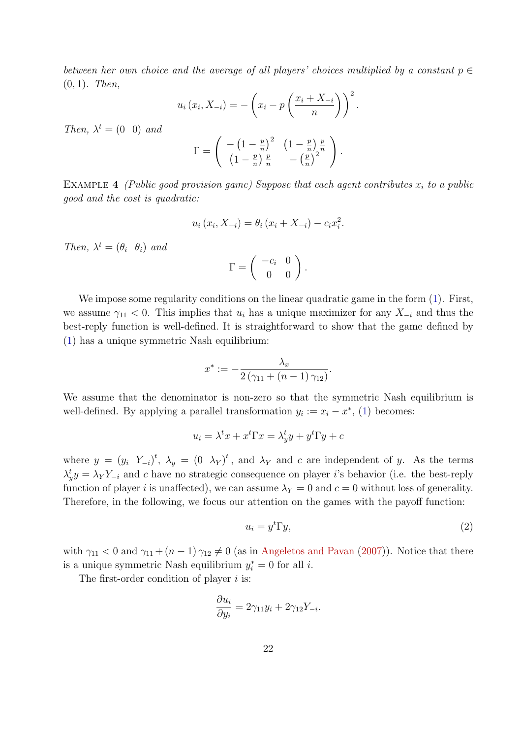*between her own choice and the average of all players' choices multiplied by a constant $p \in (0,1)$. Then,*

$$u_i(x_i, X_{-i}) = -\left(x_i - p\left(\frac{x_i + X_{-i}}{n}\right)\right)^2.$$

*Then, $\lambda^t = (0 \;\; 0)$ and*

$$\Gamma = \begin{pmatrix} -\left(1-\frac{p}{n}\right)^2 & \left(1-\frac{p}{n}\right)\frac{p}{n} \\ \left(1-\frac{p}{n}\right)\frac{p}{n} & -\left(\frac{p}{n}\right)^2 \end{pmatrix}.$$

Example 4 *(Public good provision game) Suppose that each agent contributes $x_i$ to a public good and the cost is quadratic:*

$$u_i(x_i, X_{-i}) = \theta_i(x_i + X_{-i}) - c_i x_i^2.$$

*Then, $\lambda^t = (\theta_i \;\; \theta_i)$ and*

$$\Gamma = \begin{pmatrix} -c_i & 0 \\ 0 & 0 \end{pmatrix}.$$

We impose some regularity conditions on the linear quadratic game in the form (1). First, we assume $\gamma_{11} < 0$. This implies that $u_i$ has a unique maximizer for any $X_{-i}$ and thus the best-reply function is well-defined. It is straightforward to show that the game defined by (1) has a unique symmetric Nash equilibrium:

$$x^* := -\frac{\lambda_x}{2(\gamma_{11} + (n-1)\gamma_{12})}.$$

We assume that the denominator is non-zero so that the symmetric Nash equilibrium is well-defined. By applying a parallel transformation $y_i := x_i - x^*$, (1) becomes:

$$u_i = \lambda^t x + x^t \Gamma x = \lambda_y^t y + y^t \Gamma y + c$$

where $y = (y_i \;\; Y_{-i})^t$, $\lambda_y = (0 \;\; \lambda_Y)^t$, and $\lambda_Y$ and $c$ are independent of $y$. As the terms $\lambda_y^t y = \lambda_Y Y_{-i}$ and $c$ have no strategic consequence on player $i$'s behavior (i.e. the best-reply function of player $i$ is unaffected), we can assume $\lambda_Y = 0$ and $c = 0$ without loss of generality. Therefore, in the following, we focus our attention on the games with the payoff function:

$$u_i = y^t \Gamma y, \tag{2}$$

with $\gamma_{11} < 0$ and $\gamma_{11} + (n-1)\gamma_{12} \neq 0$ (as in Angeletos and Pavan (2007)). Notice that there is a unique symmetric Nash equilibrium $y_i^* = 0$ for all $i$.

The first-order condition of player $i$ is:

$$\frac{\partial u_i}{\partial y_i} = 2\gamma_{11} y_i + 2\gamma_{12} Y_{-i}.$$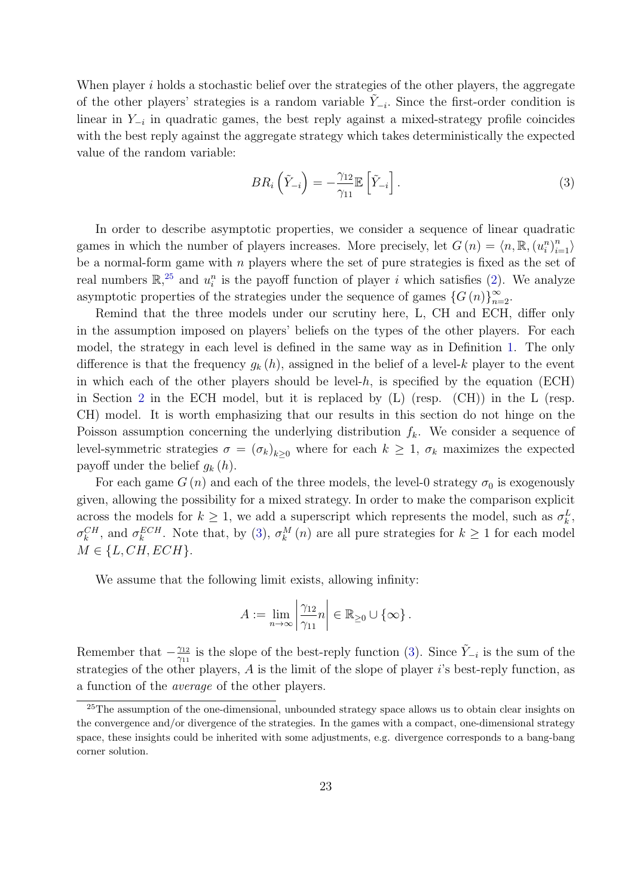When player $i$ holds a stochastic belief over the strategies of the other players, the aggregate of the other players' strategies is a random variable $\tilde{Y}_{-i}$. Since the first-order condition is linear in $Y_{-i}$ in quadratic games, the best reply against a mixed-strategy profile coincides with the best reply against the aggregate strategy which takes deterministically the expected value of the random variable:

$$BR_i\left(\tilde{Y}_{-i}\right) = -\frac{\gamma_{12}}{\gamma_{11}}\mathbb{E}\left[\tilde{Y}_{-i}\right]. \tag{3}$$

In order to describe asymptotic properties, we consider a sequence of linear quadratic games in which the number of players increases. More precisely, let $G(n) = \langle n, \mathbb{R}, (u_i^n)_{i=1}^n \rangle$ be a normal-form game with $n$ players where the set of pure strategies is fixed as the set of real numbers $\mathbb{R}$,[25] and $u_i^n$ is the payoff function of player $i$ which satisfies (2). We analyze asymptotic properties of the strategies under the sequence of games $\{G(n)\}_{n=2}^{\infty}$.

Remind that the three models under our scrutiny here, L, CH and ECH, differ only in the assumption imposed on players' beliefs on the types of the other players. For each model, the strategy in each level is defined in the same way as in Definition 1. The only difference is that the frequency $g_k(h)$, assigned in the belief of a level-$k$ player to the event in which each of the other players should be level-$h$, is specified by the equation (ECH) in Section 2 in the ECH model, but it is replaced by (L) (resp. (CH)) in the L (resp. CH) model. It is worth emphasizing that our results in this section do not hinge on the Poisson assumption concerning the underlying distribution $f_k$. We consider a sequence of level-symmetric strategies $\sigma = (\sigma_k)_{k\geq 0}$ where for each $k \geq 1$, $\sigma_k$ maximizes the expected payoff under the belief $g_k(h)$.

For each game $G(n)$ and each of the three models, the level-0 strategy $\sigma_0$ is exogenously given, allowing the possibility for a mixed strategy. In order to make the comparison explicit across the models for $k \geq 1$, we add a superscript which represents the model, such as $\sigma_k^L$, $\sigma_k^{CH}$, and $\sigma_k^{ECH}$. Note that, by (3), $\sigma_k^M(n)$ are all pure strategies for $k \geq 1$ for each model $M \in \{L, CH, ECH\}$.

We assume that the following limit exists, allowing infinity:

$$A := \lim_{n\to\infty}\left|\frac{\gamma_{12}}{\gamma_{11}}n\right| \in \mathbb{R}_{\geq 0} \cup \{\infty\}.$$

Remember that $-\frac{\gamma_{12}}{\gamma_{11}}$ is the slope of the best-reply function (3). Since $\tilde{Y}_{-i}$ is the sum of the strategies of the other players, $A$ is the limit of the slope of player $i$'s best-reply function, as a function of the *average* of the other players.

[25] The assumption of the one-dimensional, unbounded strategy space allows us to obtain clear insights on the convergence and/or divergence of the strategies. In the games with a compact, one-dimensional strategy space, these insights could be inherited with some adjustments, e.g. divergence corresponds to a bang-bang corner solution.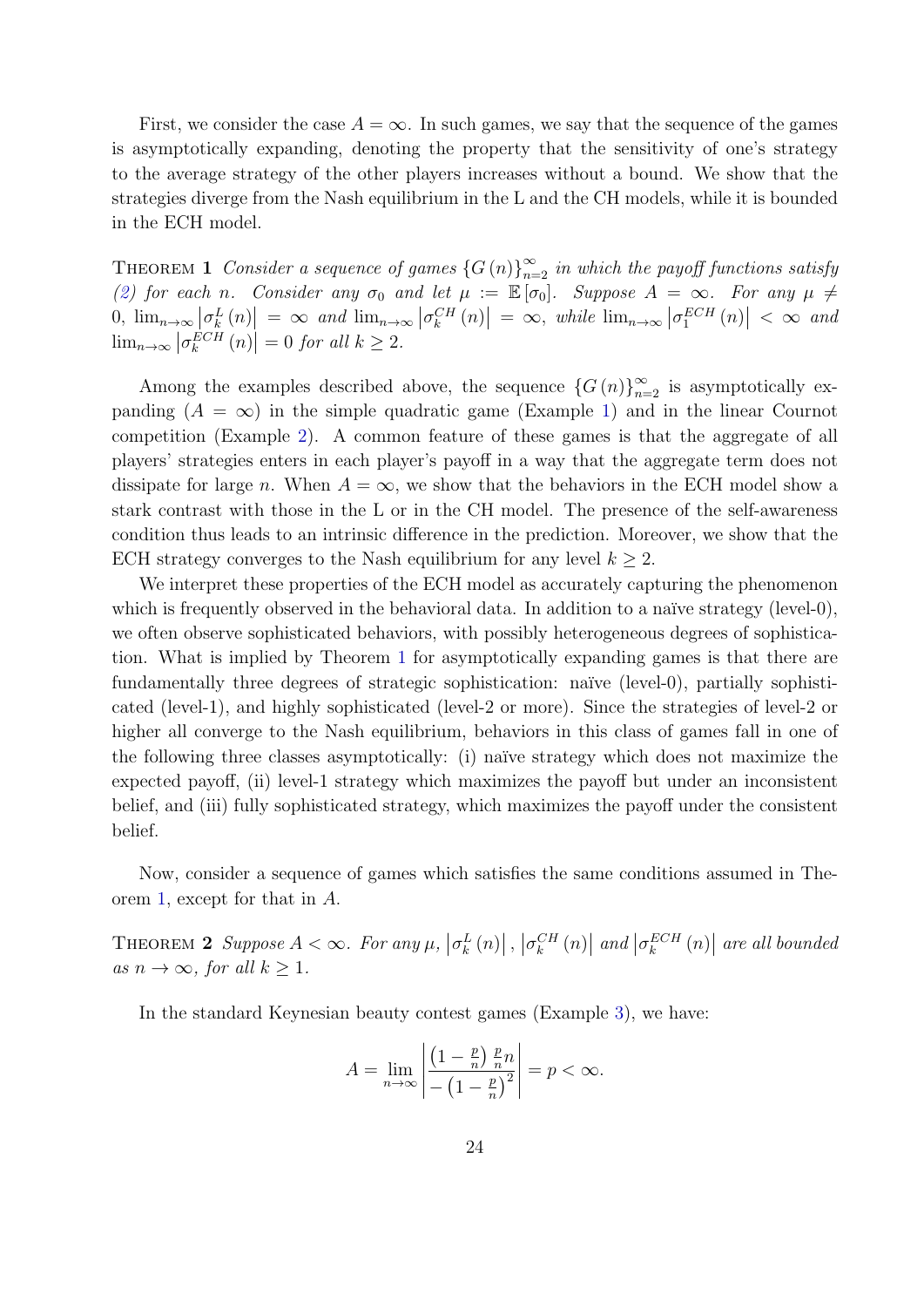First, we consider the case $A = \infty$. In such games, we say that the sequence of the games is asymptotically expanding, denoting the property that the sensitivity of one's strategy to the average strategy of the other players increases without a bound. We show that the strategies diverge from the Nash equilibrium in the L and the CH models, while it is bounded in the ECH model.

**Theorem 1** *Consider a sequence of games $\{G(n)\}_{n=2}^{\infty}$ in which the payoff functions satisfy (2) for each $n$. Consider any $\sigma_0$ and let $\mu := \mathbb{E}[\sigma_0]$. Suppose $A = \infty$. For any $\mu \neq 0$, $\lim_{n\to\infty} \left|\sigma_k^L(n)\right| = \infty$ and $\lim_{n\to\infty} \left|\sigma_k^{CH}(n)\right| = \infty$, while $\lim_{n\to\infty} \left|\sigma_1^{ECH}(n)\right| < \infty$ and $\lim_{n\to\infty} \left|\sigma_k^{ECH}(n)\right| = 0$ for all $k \geq 2$.*

Among the examples described above, the sequence $\{G(n)\}_{n=2}^{\infty}$ is asymptotically expanding ($A = \infty$) in the simple quadratic game (Example 1) and in the linear Cournot competition (Example 2). A common feature of these games is that the aggregate of all players' strategies enters in each player's payoff in a way that the aggregate term does not dissipate for large $n$. When $A = \infty$, we show that the behaviors in the ECH model show a stark contrast with those in the L or in the CH model. The presence of the self-awareness condition thus leads to an intrinsic difference in the prediction. Moreover, we show that the ECH strategy converges to the Nash equilibrium for any level $k \geq 2$.

We interpret these properties of the ECH model as accurately capturing the phenomenon which is frequently observed in the behavioral data. In addition to a naïve strategy (level-0), we often observe sophisticated behaviors, with possibly heterogeneous degrees of sophistication. What is implied by Theorem 1 for asymptotically expanding games is that there are fundamentally three degrees of strategic sophistication: naïve (level-0), partially sophisticated (level-1), and highly sophisticated (level-2 or more). Since the strategies of level-2 or higher all converge to the Nash equilibrium, behaviors in this class of games fall in one of the following three classes asymptotically: (i) naïve strategy which does not maximize the expected payoff, (ii) level-1 strategy which maximizes the payoff but under an inconsistent belief, and (iii) fully sophisticated strategy, which maximizes the payoff under the consistent belief.

Now, consider a sequence of games which satisfies the same conditions assumed in Theorem 1, except for that in $A$.

**Theorem 2** *Suppose $A < \infty$. For any $\mu$, $\left|\sigma_k^L(n)\right|$, $\left|\sigma_k^{CH}(n)\right|$ and $\left|\sigma_k^{ECH}(n)\right|$ are all bounded as $n \to \infty$, for all $k \geq 1$.*

In the standard Keynesian beauty contest games (Example 3), we have:

$$A = \lim_{n\to\infty} \left| \frac{\left(1 - \frac{p}{n}\right) \frac{p}{n} n}{-\left(1 - \frac{p}{n}\right)^2} \right| = p < \infty.$$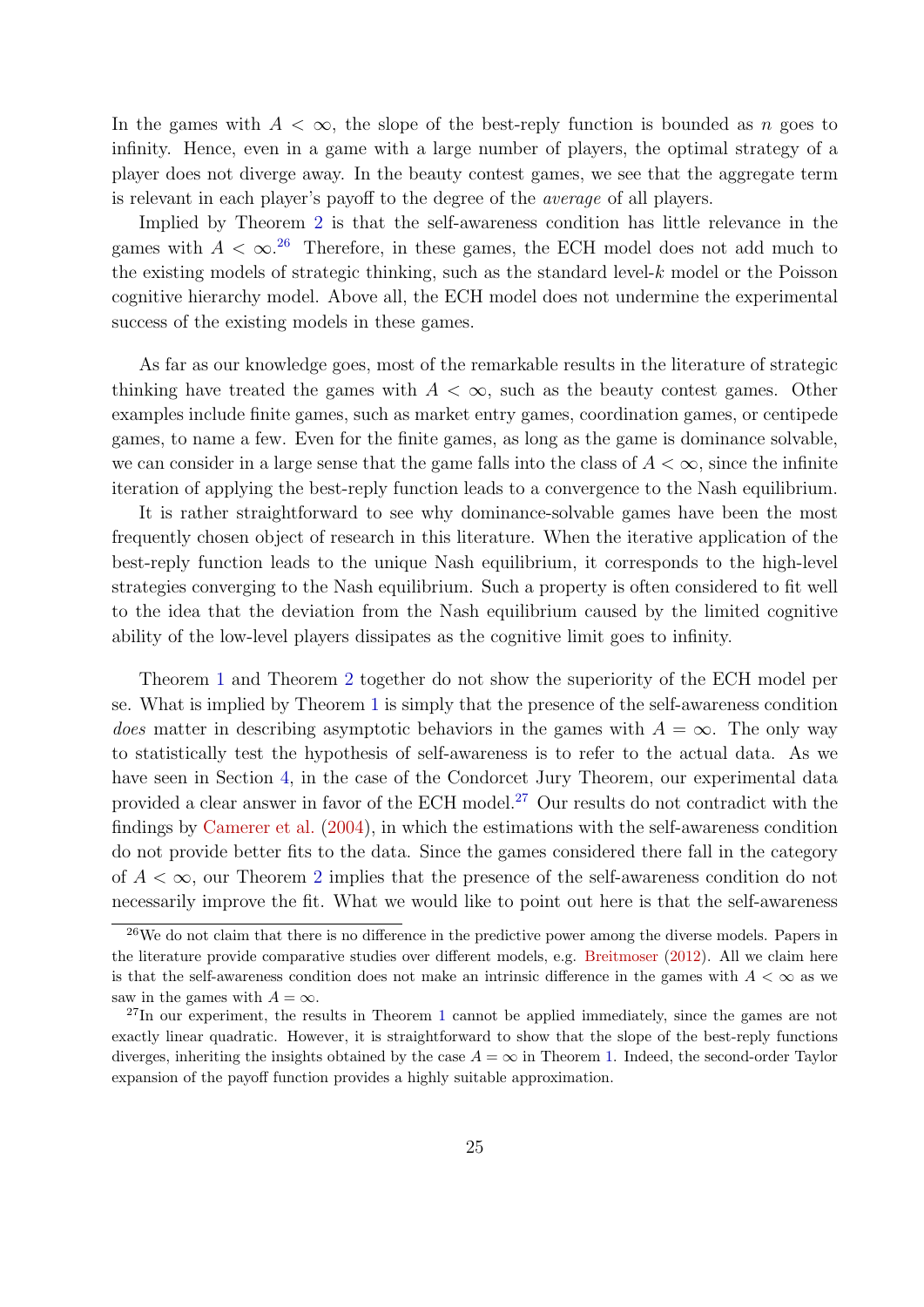In the games with $A < \infty$, the slope of the best-reply function is bounded as $n$ goes to infinity. Hence, even in a game with a large number of players, the optimal strategy of a player does not diverge away. In the beauty contest games, we see that the aggregate term is relevant in each player's payoff to the degree of the *average* of all players.

Implied by Theorem 2 is that the self-awareness condition has little relevance in the games with $A < \infty$.[26] Therefore, in these games, the ECH model does not add much to the existing models of strategic thinking, such as the standard level-$k$ model or the Poisson cognitive hierarchy model. Above all, the ECH model does not undermine the experimental success of the existing models in these games.

As far as our knowledge goes, most of the remarkable results in the literature of strategic thinking have treated the games with $A < \infty$, such as the beauty contest games. Other examples include finite games, such as market entry games, coordination games, or centipede games, to name a few. Even for the finite games, as long as the game is dominance solvable, we can consider in a large sense that the game falls into the class of $A < \infty$, since the infinite iteration of applying the best-reply function leads to a convergence to the Nash equilibrium.

It is rather straightforward to see why dominance-solvable games have been the most frequently chosen object of research in this literature. When the iterative application of the best-reply function leads to the unique Nash equilibrium, it corresponds to the high-level strategies converging to the Nash equilibrium. Such a property is often considered to fit well to the idea that the deviation from the Nash equilibrium caused by the limited cognitive ability of the low-level players dissipates as the cognitive limit goes to infinity.

Theorem 1 and Theorem 2 together do not show the superiority of the ECH model per se. What is implied by Theorem 1 is simply that the presence of the self-awareness condition *does* matter in describing asymptotic behaviors in the games with $A = \infty$. The only way to statistically test the hypothesis of self-awareness is to refer to the actual data. As we have seen in Section 4, in the case of the Condorcet Jury Theorem, our experimental data provided a clear answer in favor of the ECH model.[27] Our results do not contradict with the findings by Camerer et al. (2004), in which the estimations with the self-awareness condition do not provide better fits to the data. Since the games considered there fall in the category of $A < \infty$, our Theorem 2 implies that the presence of the self-awareness condition do not necessarily improve the fit. What we would like to point out here is that the self-awareness

---

[26] We do not claim that there is no difference in the predictive power among the diverse models. Papers in the literature provide comparative studies over different models, e.g. Breitmoser (2012). All we claim here is that the self-awareness condition does not make an intrinsic difference in the games with $A < \infty$ as we saw in the games with $A = \infty$.

[27] In our experiment, the results in Theorem 1 cannot be applied immediately, since the games are not exactly linear quadratic. However, it is straightforward to show that the slope of the best-reply functions diverges, inheriting the insights obtained by the case $A = \infty$ in Theorem 1. Indeed, the second-order Taylor expansion of the payoff function provides a highly suitable approximation.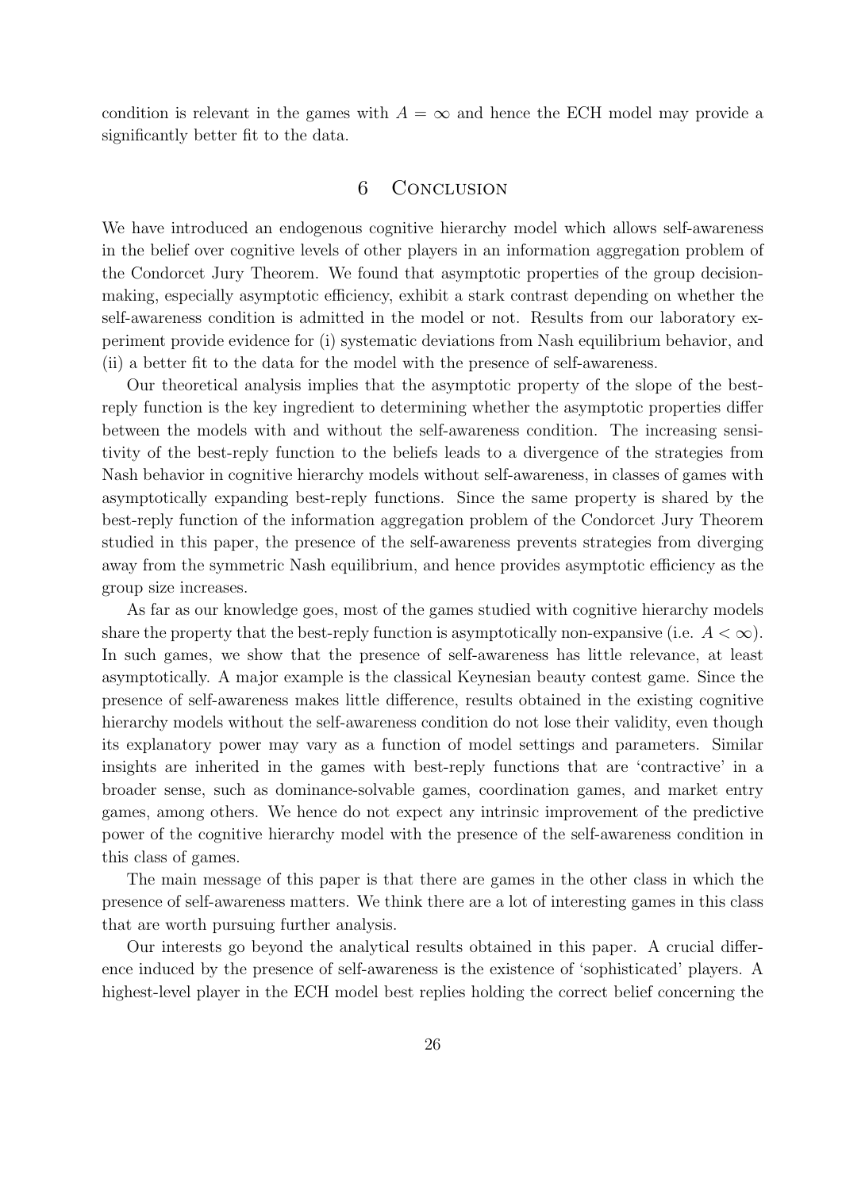condition is relevant in the games with $A = \infty$ and hence the ECH model may provide a significantly better fit to the data.

## 6 Conclusion

We have introduced an endogenous cognitive hierarchy model which allows self-awareness in the belief over cognitive levels of other players in an information aggregation problem of the Condorcet Jury Theorem. We found that asymptotic properties of the group decision-making, especially asymptotic efficiency, exhibit a stark contrast depending on whether the self-awareness condition is admitted in the model or not. Results from our laboratory experiment provide evidence for (i) systematic deviations from Nash equilibrium behavior, and (ii) a better fit to the data for the model with the presence of self-awareness.

Our theoretical analysis implies that the asymptotic property of the slope of the best-reply function is the key ingredient to determining whether the asymptotic properties differ between the models with and without the self-awareness condition. The increasing sensitivity of the best-reply function to the beliefs leads to a divergence of the strategies from Nash behavior in cognitive hierarchy models without self-awareness, in classes of games with asymptotically expanding best-reply functions. Since the same property is shared by the best-reply function of the information aggregation problem of the Condorcet Jury Theorem studied in this paper, the presence of the self-awareness prevents strategies from diverging away from the symmetric Nash equilibrium, and hence provides asymptotic efficiency as the group size increases.

As far as our knowledge goes, most of the games studied with cognitive hierarchy models share the property that the best-reply function is asymptotically non-expansive (i.e. $A < \infty$). In such games, we show that the presence of self-awareness has little relevance, at least asymptotically. A major example is the classical Keynesian beauty contest game. Since the presence of self-awareness makes little difference, results obtained in the existing cognitive hierarchy models without the self-awareness condition do not lose their validity, even though its explanatory power may vary as a function of model settings and parameters. Similar insights are inherited in the games with best-reply functions that are 'contractive' in a broader sense, such as dominance-solvable games, coordination games, and market entry games, among others. We hence do not expect any intrinsic improvement of the predictive power of the cognitive hierarchy model with the presence of the self-awareness condition in this class of games.

The main message of this paper is that there are games in the other class in which the presence of self-awareness matters. We think there are a lot of interesting games in this class that are worth pursuing further analysis.

Our interests go beyond the analytical results obtained in this paper. A crucial difference induced by the presence of self-awareness is the existence of 'sophisticated' players. A highest-level player in the ECH model best replies holding the correct belief concerning the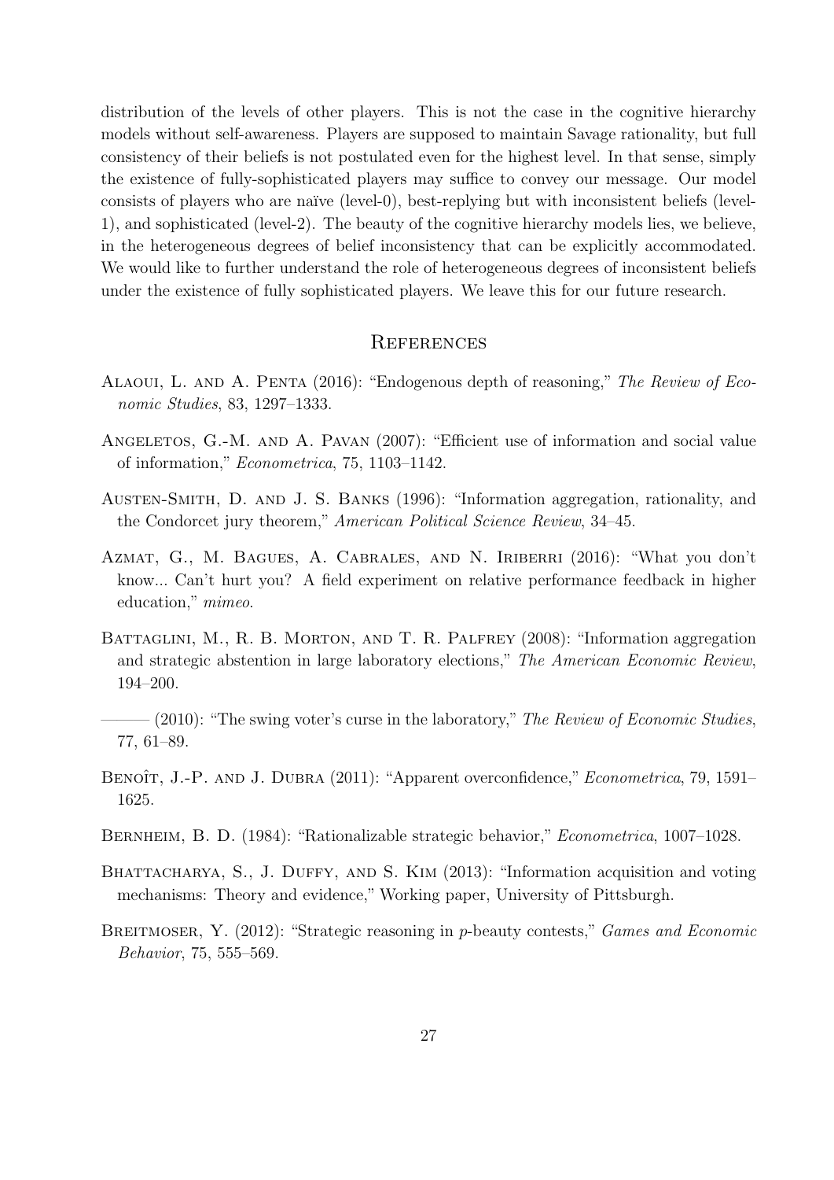distribution of the levels of other players. This is not the case in the cognitive hierarchy models without self-awareness. Players are supposed to maintain Savage rationality, but full consistency of their beliefs is not postulated even for the highest level. In that sense, simply the existence of fully-sophisticated players may suffice to convey our message. Our model consists of players who are naïve (level-0), best-replying but with inconsistent beliefs (level-1), and sophisticated (level-2). The beauty of the cognitive hierarchy models lies, we believe, in the heterogeneous degrees of belief inconsistency that can be explicitly accommodated. We would like to further understand the role of heterogeneous degrees of inconsistent beliefs under the existence of fully sophisticated players. We leave this for our future research.

## References

Alaoui, L. and A. Penta (2016): "Endogenous depth of reasoning," *The Review of Economic Studies*, 83, 1297–1333.

Angeletos, G.-M. and A. Pavan (2007): "Efficient use of information and social value of information," *Econometrica*, 75, 1103–1142.

Austen-Smith, D. and J. S. Banks (1996): "Information aggregation, rationality, and the Condorcet jury theorem," *American Political Science Review*, 34–45.

Azmat, G., M. Bagues, A. Cabrales, and N. Iriberri (2016): "What you don't know... Can't hurt you? A field experiment on relative performance feedback in higher education," *mimeo*.

Battaglini, M., R. B. Morton, and T. R. Palfrey (2008): "Information aggregation and strategic abstention in large laboratory elections," *The American Economic Review*, 194–200.

——— (2010): "The swing voter's curse in the laboratory," *The Review of Economic Studies*, 77, 61–89.

Benoît, J.-P. and J. Dubra (2011): "Apparent overconfidence," *Econometrica*, 79, 1591–1625.

Bernheim, B. D. (1984): "Rationalizable strategic behavior," *Econometrica*, 1007–1028.

Bhattacharya, S., J. Duffy, and S. Kim (2013): "Information acquisition and voting mechanisms: Theory and evidence," Working paper, University of Pittsburgh.

Breitmoser, Y. (2012): "Strategic reasoning in *p*-beauty contests," *Games and Economic Behavior*, 75, 555–569.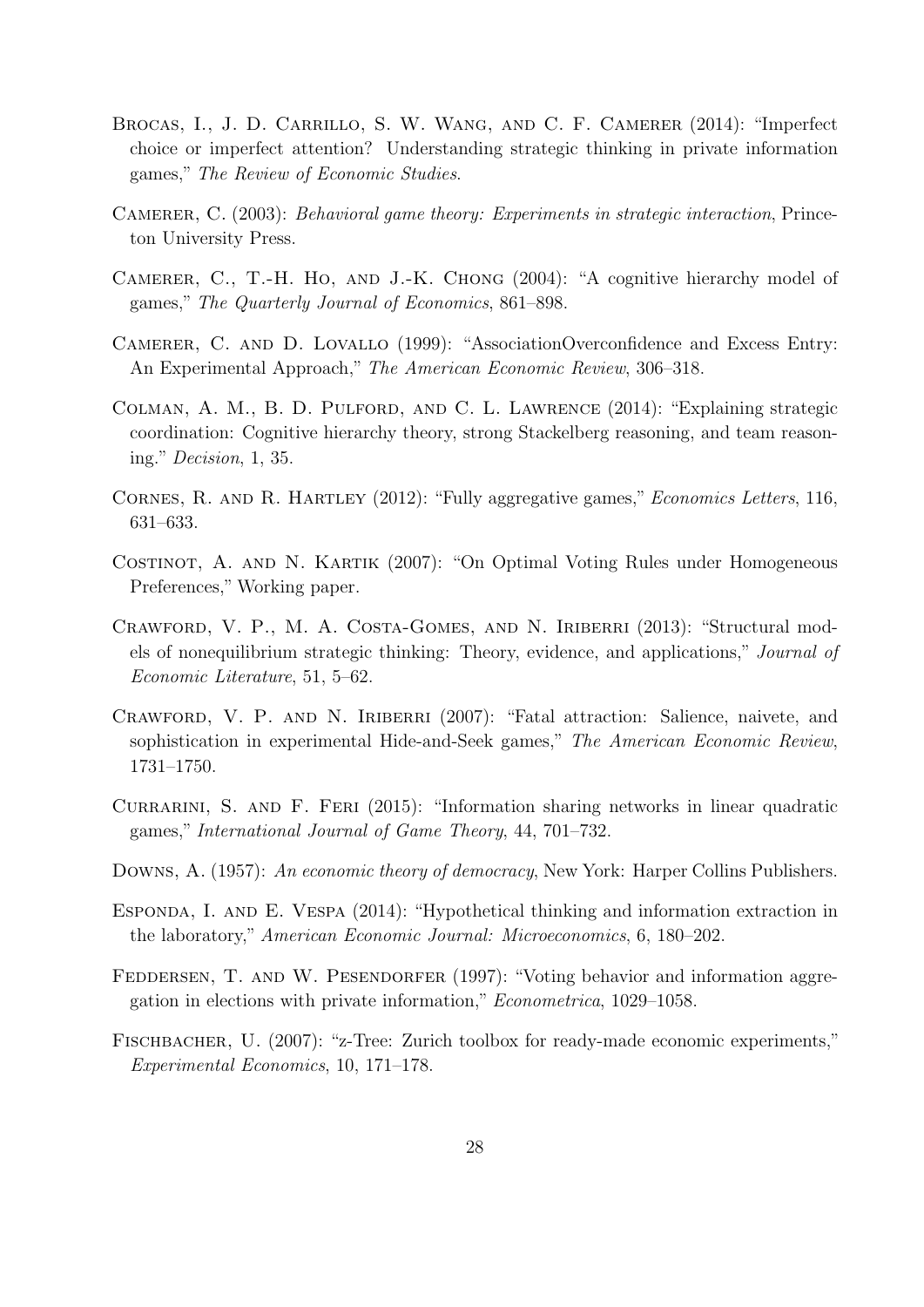Brocas, I., J. D. Carrillo, S. W. Wang, and C. F. Camerer (2014): "Imperfect choice or imperfect attention? Understanding strategic thinking in private information games," *The Review of Economic Studies*.

Camerer, C. (2003): *Behavioral game theory: Experiments in strategic interaction*, Princeton University Press.

Camerer, C., T.-H. Ho, and J.-K. Chong (2004): "A cognitive hierarchy model of games," *The Quarterly Journal of Economics*, 861–898.

Camerer, C. and D. Lovallo (1999): "AssociationOverconfidence and Excess Entry: An Experimental Approach," *The American Economic Review*, 306–318.

Colman, A. M., B. D. Pulford, and C. L. Lawrence (2014): "Explaining strategic coordination: Cognitive hierarchy theory, strong Stackelberg reasoning, and team reasoning." *Decision*, 1, 35.

Cornes, R. and R. Hartley (2012): "Fully aggregative games," *Economics Letters*, 116, 631–633.

Costinot, A. and N. Kartik (2007): "On Optimal Voting Rules under Homogeneous Preferences," Working paper.

Crawford, V. P., M. A. Costa-Gomes, and N. Iriberri (2013): "Structural models of nonequilibrium strategic thinking: Theory, evidence, and applications," *Journal of Economic Literature*, 51, 5–62.

Crawford, V. P. and N. Iriberri (2007): "Fatal attraction: Salience, naivete, and sophistication in experimental Hide-and-Seek games," *The American Economic Review*, 1731–1750.

Currarini, S. and F. Feri (2015): "Information sharing networks in linear quadratic games," *International Journal of Game Theory*, 44, 701–732.

Downs, A. (1957): *An economic theory of democracy*, New York: Harper Collins Publishers.

Esponda, I. and E. Vespa (2014): "Hypothetical thinking and information extraction in the laboratory," *American Economic Journal: Microeconomics*, 6, 180–202.

Feddersen, T. and W. Pesendorfer (1997): "Voting behavior and information aggregation in elections with private information," *Econometrica*, 1029–1058.

Fischbacher, U. (2007): "z-Tree: Zurich toolbox for ready-made economic experiments," *Experimental Economics*, 10, 171–178.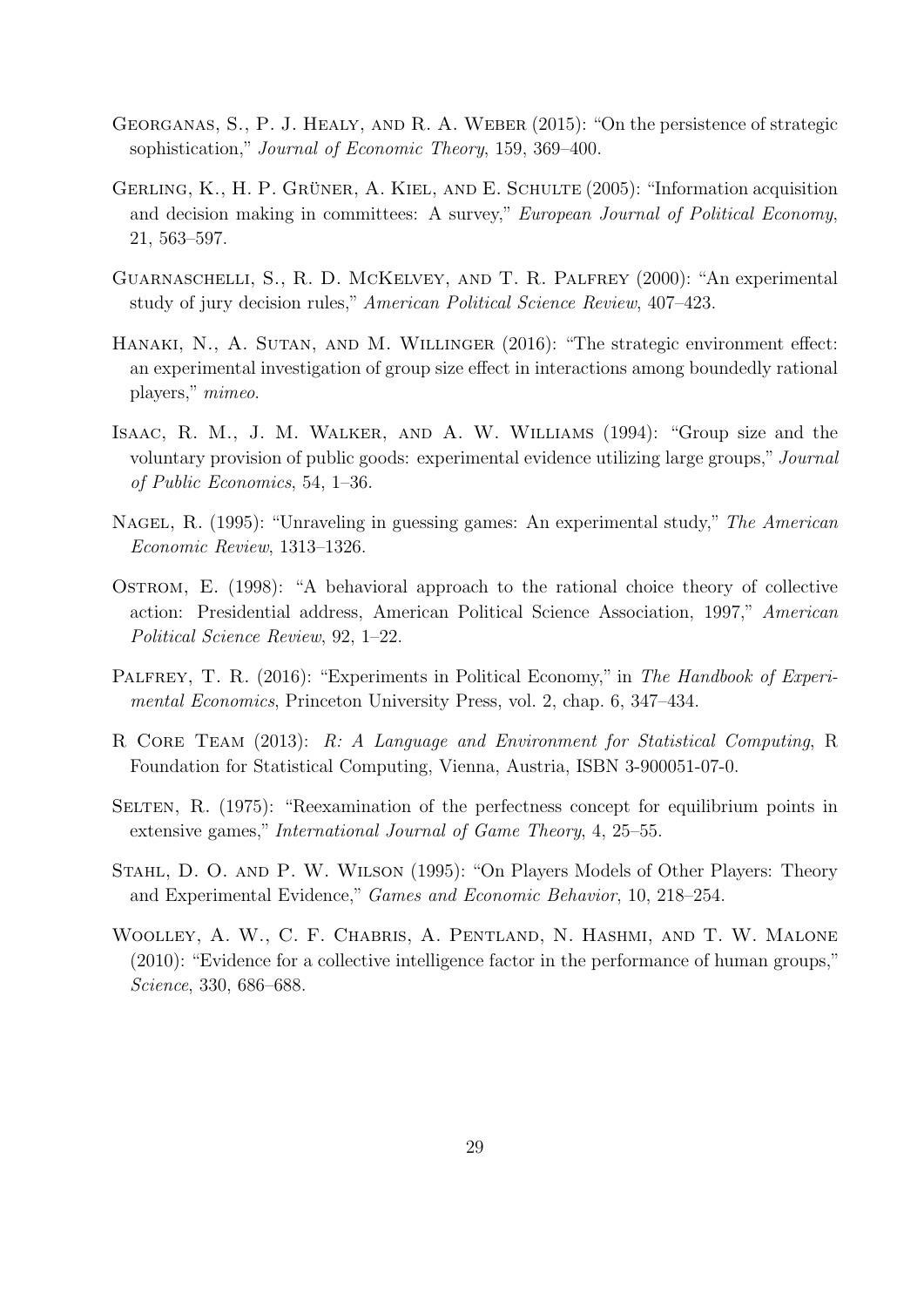Georganas, S., P. J. Healy, and R. A. Weber (2015): "On the persistence of strategic sophistication," *Journal of Economic Theory*, 159, 369–400.

Gerling, K., H. P. Grüner, A. Kiel, and E. Schulte (2005): "Information acquisition and decision making in committees: A survey," *European Journal of Political Economy*, 21, 563–597.

Guarnaschelli, S., R. D. McKelvey, and T. R. Palfrey (2000): "An experimental study of jury decision rules," *American Political Science Review*, 407–423.

Hanaki, N., A. Sutan, and M. Willinger (2016): "The strategic environment effect: an experimental investigation of group size effect in interactions among boundedly rational players," *mimeo*.

Isaac, R. M., J. M. Walker, and A. W. Williams (1994): "Group size and the voluntary provision of public goods: experimental evidence utilizing large groups," *Journal of Public Economics*, 54, 1–36.

Nagel, R. (1995): "Unraveling in guessing games: An experimental study," *The American Economic Review*, 1313–1326.

Ostrom, E. (1998): "A behavioral approach to the rational choice theory of collective action: Presidential address, American Political Science Association, 1997," *American Political Science Review*, 92, 1–22.

Palfrey, T. R. (2016): "Experiments in Political Economy," in *The Handbook of Experimental Economics*, Princeton University Press, vol. 2, chap. 6, 347–434.

R Core Team (2013): *R: A Language and Environment for Statistical Computing*, R Foundation for Statistical Computing, Vienna, Austria, ISBN 3-900051-07-0.

Selten, R. (1975): "Reexamination of the perfectness concept for equilibrium points in extensive games," *International Journal of Game Theory*, 4, 25–55.

Stahl, D. O. and P. W. Wilson (1995): "On Players Models of Other Players: Theory and Experimental Evidence," *Games and Economic Behavior*, 10, 218–254.

Woolley, A. W., C. F. Chabris, A. Pentland, N. Hashmi, and T. W. Malone (2010): "Evidence for a collective intelligence factor in the performance of human groups," *Science*, 330, 686–688.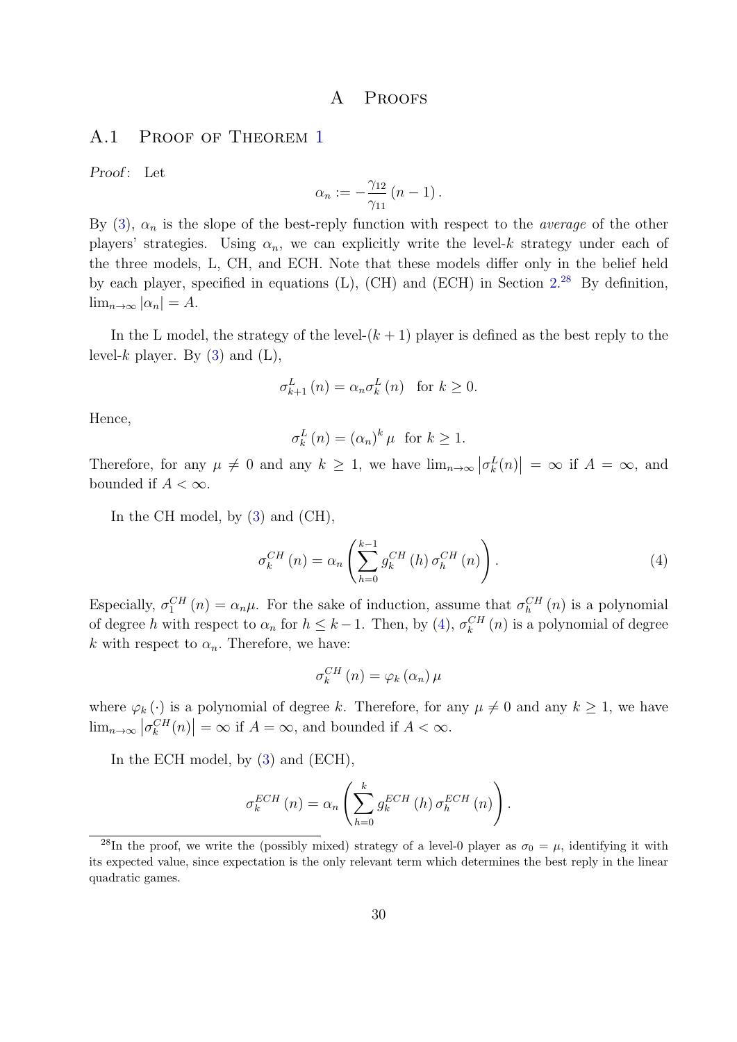# A Proofs

## A.1 Proof of Theorem 1

*Proof*: Let

$$\alpha_n := -\frac{\gamma_{12}}{\gamma_{11}}(n-1).$$

By (3), $\alpha_n$ is the slope of the best-reply function with respect to the *average* of the other players' strategies. Using $\alpha_n$, we can explicitly write the level-$k$ strategy under each of the three models, L, CH, and ECH. Note that these models differ only in the belief held by each player, specified in equations (L), (CH) and (ECH) in Section 2.[28] By definition, $\lim_{n\to\infty}|\alpha_n| = A$.

In the L model, the strategy of the level-$(k+1)$ player is defined as the best reply to the level-$k$ player. By (3) and (L),

$$\sigma_{k+1}^{L}(n) = \alpha_n \sigma_k^{L}(n) \quad \text{for } k \geq 0.$$

Hence,

$$\sigma_k^{L}(n) = (\alpha_n)^k \mu \quad \text{for } k \geq 1.$$

Therefore, for any $\mu \neq 0$ and any $k \geq 1$, we have $\lim_{n\to\infty}\left|\sigma_k^{L}(n)\right| = \infty$ if $A = \infty$, and bounded if $A < \infty$.

In the CH model, by (3) and (CH),

$$\sigma_k^{CH}(n) = \alpha_n \left( \sum_{h=0}^{k-1} g_k^{CH}(h)\, \sigma_h^{CH}(n) \right). \tag{4}$$

Especially, $\sigma_1^{CH}(n) = \alpha_n \mu$. For the sake of induction, assume that $\sigma_h^{CH}(n)$ is a polynomial of degree $h$ with respect to $\alpha_n$ for $h \leq k-1$. Then, by (4), $\sigma_k^{CH}(n)$ is a polynomial of degree $k$ with respect to $\alpha_n$. Therefore, we have:

$$\sigma_k^{CH}(n) = \varphi_k(\alpha_n)\, \mu$$

where $\varphi_k(\cdot)$ is a polynomial of degree $k$. Therefore, for any $\mu \neq 0$ and any $k \geq 1$, we have $\lim_{n\to\infty}\left|\sigma_k^{CH}(n)\right| = \infty$ if $A = \infty$, and bounded if $A < \infty$.

In the ECH model, by (3) and (ECH),

$$\sigma_k^{ECH}(n) = \alpha_n \left( \sum_{h=0}^{k} g_k^{ECH}(h)\, \sigma_h^{ECH}(n) \right).$$

[28] In the proof, we write the (possibly mixed) strategy of a level-0 player as $\sigma_0 = \mu$, identifying it with its expected value, since expectation is the only relevant term which determines the best reply in the linear quadratic games.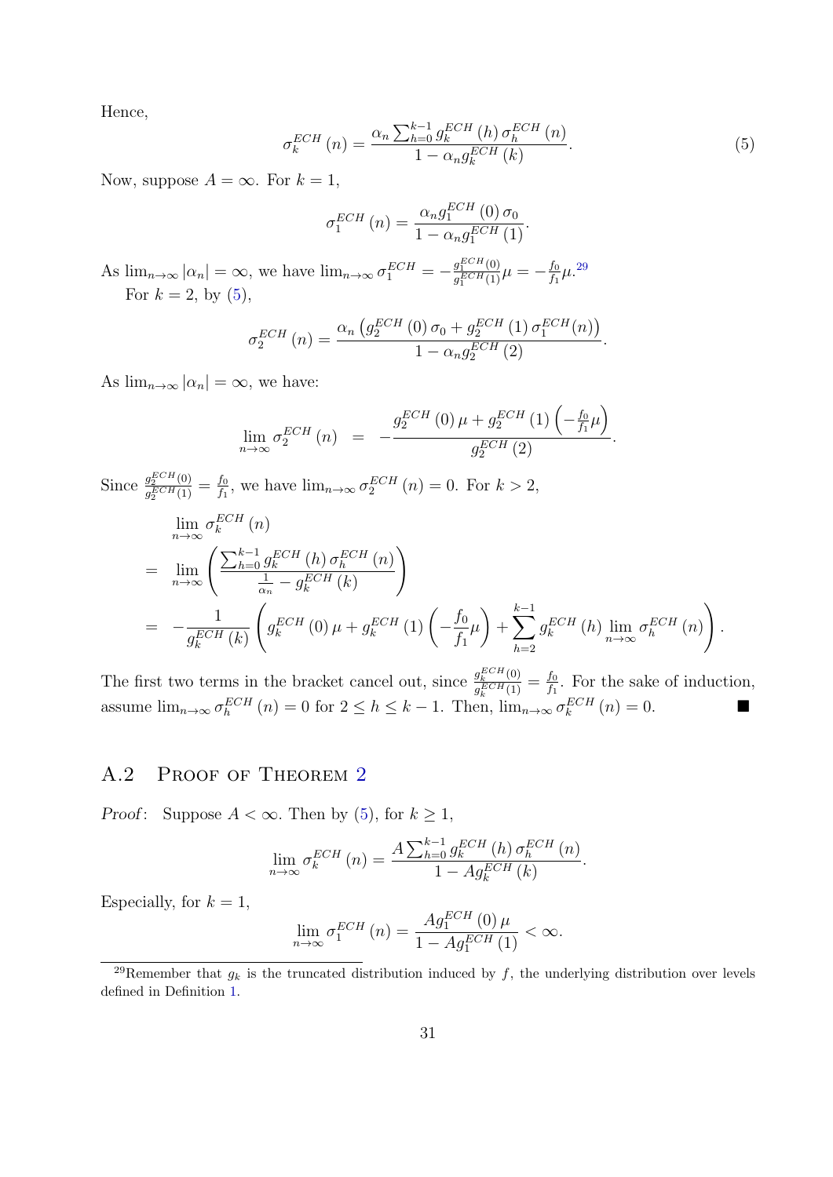Hence,

$$\sigma_k^{ECH}(n) = \frac{\alpha_n \sum_{h=0}^{k-1} g_k^{ECH}(h)\,\sigma_h^{ECH}(n)}{1-\alpha_n g_k^{ECH}(k)}. \tag{5}$$

Now, suppose $A=\infty$. For $k=1$,

$$\sigma_1^{ECH}(n) = \frac{\alpha_n g_1^{ECH}(0)\,\sigma_0}{1-\alpha_n g_1^{ECH}(1)}.$$

As $\lim_{n\to\infty}|\alpha_n| = \infty$, we have $\lim_{n\to\infty}\sigma_1^{ECH} = -\frac{g_1^{ECH}(0)}{g_1^{ECH}(1)}\mu = -\frac{f_0}{f_1}\mu$.[29]

For $k=2$, by (5),

$$\sigma_2^{ECH}(n) = \frac{\alpha_n\left(g_2^{ECH}(0)\,\sigma_0 + g_2^{ECH}(1)\,\sigma_1^{ECH}(n)\right)}{1-\alpha_n g_2^{ECH}(2)}.$$

As $\lim_{n\to\infty}|\alpha_n| = \infty$, we have:

$$\lim_{n\to\infty}\sigma_2^{ECH}(n) \;=\; -\frac{g_2^{ECH}(0)\,\mu + g_2^{ECH}(1)\left(-\frac{f_0}{f_1}\mu\right)}{g_2^{ECH}(2)}.$$

Since $\frac{g_2^{ECH}(0)}{g_2^{ECH}(1)} = \frac{f_0}{f_1}$, we have $\lim_{n\to\infty}\sigma_2^{ECH}(n) = 0$. For $k>2$,

$$\begin{aligned}
&\lim_{n\to\infty}\sigma_k^{ECH}(n)\\
&= \lim_{n\to\infty}\left(\frac{\sum_{h=0}^{k-1} g_k^{ECH}(h)\,\sigma_h^{ECH}(n)}{\frac{1}{\alpha_n} - g_k^{ECH}(k)}\right)\\
&= -\frac{1}{g_k^{ECH}(k)}\left(g_k^{ECH}(0)\,\mu + g_k^{ECH}(1)\left(-\frac{f_0}{f_1}\mu\right) + \sum_{h=2}^{k-1} g_k^{ECH}(h)\lim_{n\to\infty}\sigma_h^{ECH}(n)\right).
\end{aligned}$$

The first two terms in the bracket cancel out, since $\frac{g_k^{ECH}(0)}{g_k^{ECH}(1)} = \frac{f_0}{f_1}$. For the sake of induction, assume $\lim_{n\to\infty}\sigma_h^{ECH}(n) = 0$ for $2\le h\le k-1$. Then, $\lim_{n\to\infty}\sigma_k^{ECH}(n) = 0$. ■

## A.2 Proof of Theorem 2

*Proof*: Suppose $A<\infty$. Then by (5), for $k\ge 1$,

$$\lim_{n\to\infty}\sigma_k^{ECH}(n) = \frac{A\sum_{h=0}^{k-1} g_k^{ECH}(h)\,\sigma_h^{ECH}(n)}{1-Ag_k^{ECH}(k)}.$$

Especially, for $k=1$,

$$\lim_{n\to\infty}\sigma_1^{ECH}(n) = \frac{Ag_1^{ECH}(0)\,\mu}{1-Ag_1^{ECH}(1)} < \infty.$$

[29] Remember that $g_k$ is the truncated distribution induced by $f$, the underlying distribution over levels defined in Definition 1.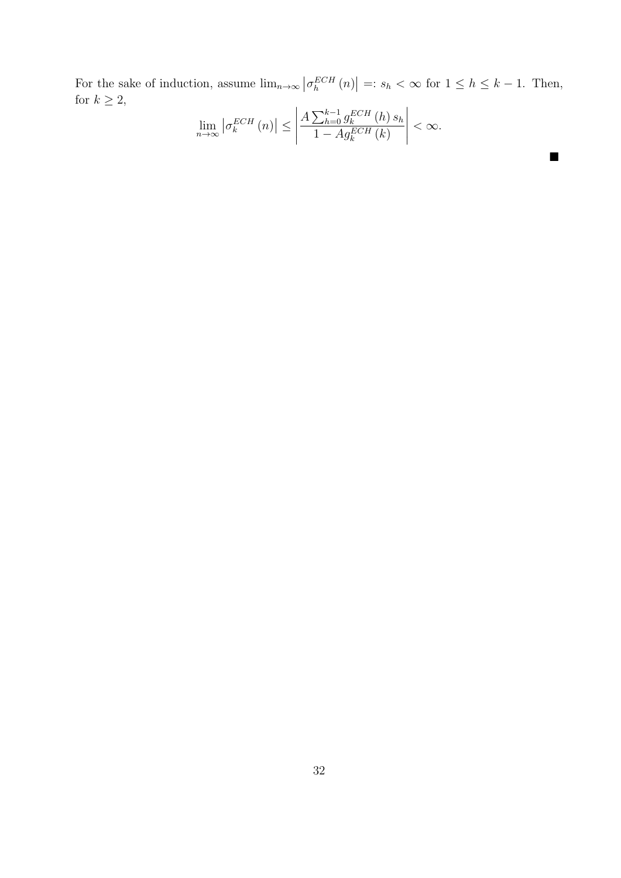For the sake of induction, assume $\lim_{n\to\infty} \left|\sigma_h^{ECH}(n)\right| =: s_h < \infty$ for $1 \leq h \leq k-1$. Then, for $k \geq 2$,

$$\lim_{n\to\infty} \left|\sigma_k^{ECH}(n)\right| \leq \left|\frac{A\sum_{h=0}^{k-1} g_k^{ECH}(h)\, s_h}{1 - A g_k^{ECH}(k)}\right| < \infty.$$

■